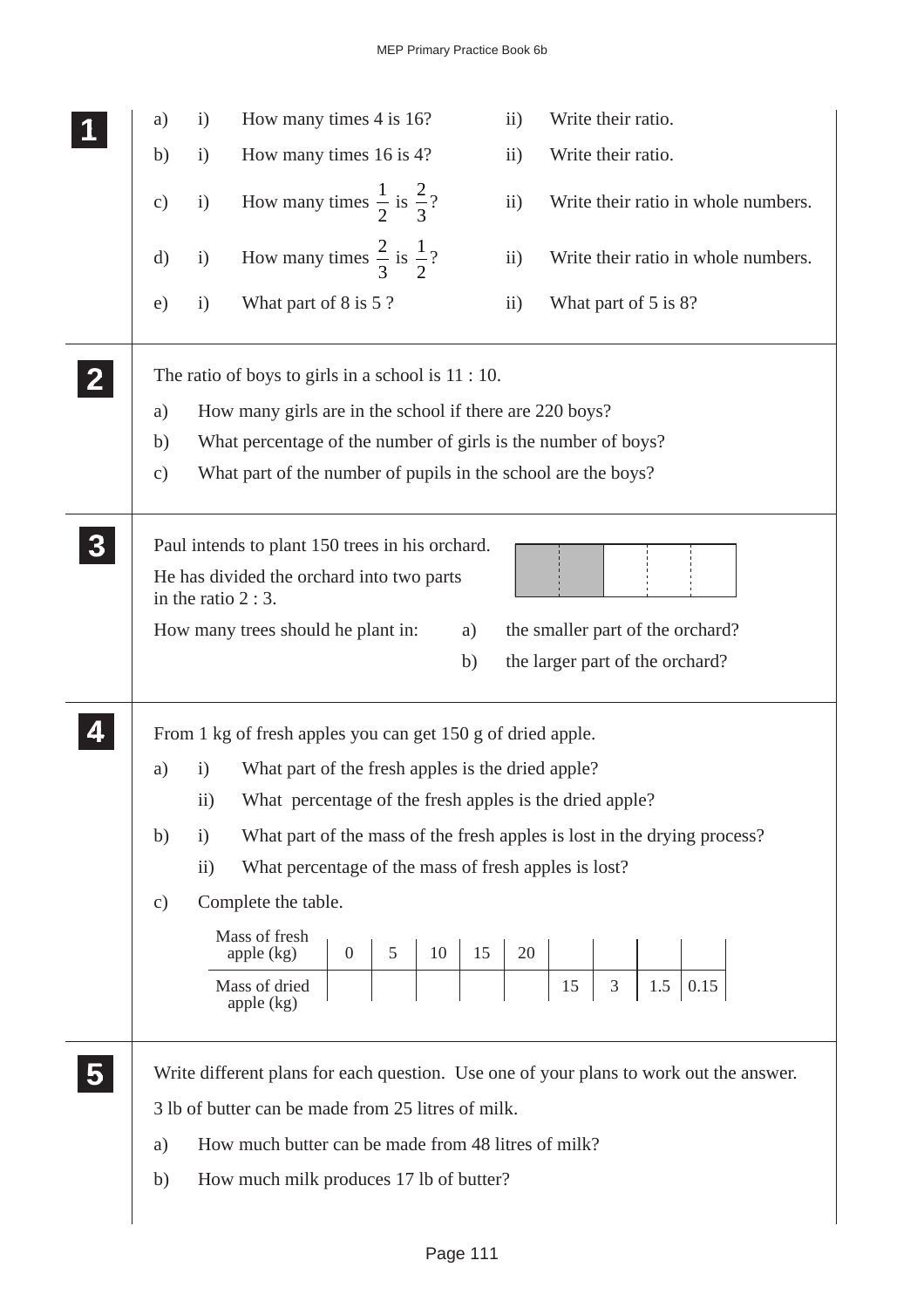**1**

a) i) How many times 4 is 16? ii) Write their ratio.

b) i) How many times 16 is 4? ii) Write their ratio.

c) i) How many times $\frac{1}{2}$ is $\frac{2}{3}$? ii) Write their ratio in whole numbers.

d) i) How many times $\frac{2}{3}$ is $\frac{1}{2}$? ii) Write their ratio in whole numbers.

e) i) What part of 8 is 5 ? ii) What part of 5 is 8?

**2**

The ratio of boys to girls in a school is 11 : 10.

a) How many girls are in the school if there are 220 boys?

b) What percentage of the number of girls is the number of boys?

c) What part of the number of pupils in the school are the boys?

**3**

Paul intends to plant 150 trees in his orchard.

He has divided the orchard into two parts in the ratio 2 : 3.

How many trees should he plant in:

a) the smaller part of the orchard?

b) the larger part of the orchard?

**4**

From 1 kg of fresh apples you can get 150 g of dried apple.

a) i) What part of the fresh apples is the dried apple?

ii) What percentage of the fresh apples is the dried apple?

b) i) What part of the mass of the fresh apples is lost in the drying process?

ii) What percentage of the mass of fresh apples is lost?

c) Complete the table.

| Mass of fresh apple (kg) | 0 | 5 | 10 | 15 | 20 | | | | |
|---|---|---|---|---|---|---|---|---|---|
| Mass of dried apple (kg) | | | | | | 15 | 3 | 1.5 | 0.15 |

**5**

Write different plans for each question. Use one of your plans to work out the answer.

3 lb of butter can be made from 25 litres of milk.

a) How much butter can be made from 48 litres of milk?

b) How much milk produces 17 lb of butter?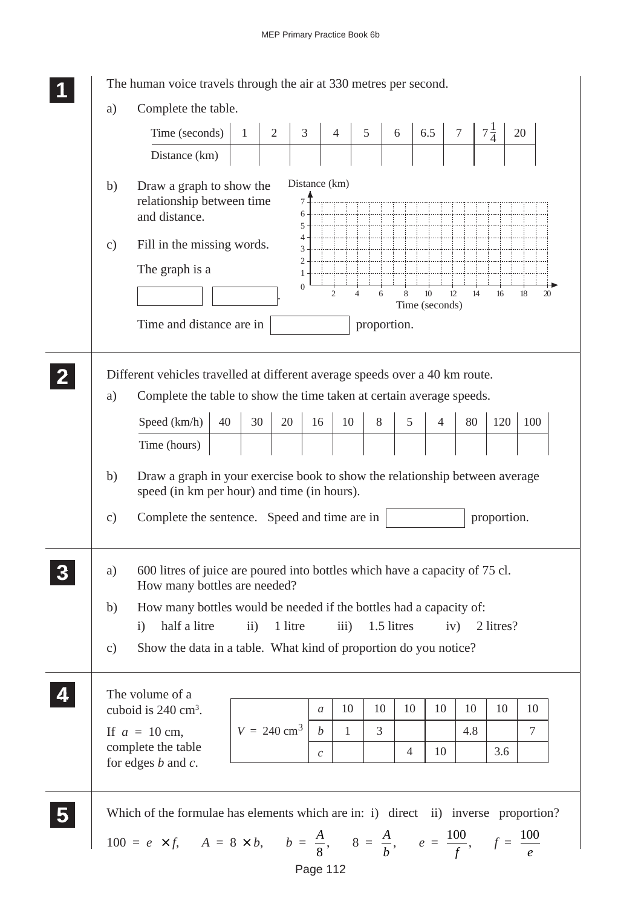**1** The human voice travels through the air at 330 metres per second.

a) Complete the table.

| Time (seconds) | 1 | 2 | 3 | 4 | 5 | 6 | 6.5 | 7 | $7\frac{1}{4}$ | 20 |
|---|---|---|---|---|---|---|---|---|---|---|
| Distance (km) | | | | | | | | | | |

b) Draw a graph to show the relationship between time and distance.

Distance (km)

Time (seconds)

c) Fill in the missing words.

The graph is a ______ ______.

Time and distance are in ______ proportion.

**2** Different vehicles travelled at different average speeds over a 40 km route.

a) Complete the table to show the time taken at certain average speeds.

| Speed (km/h) | 40 | 30 | 20 | 16 | 10 | 8 | 5 | 4 | 80 | 120 | 100 |
|---|---|---|---|---|---|---|---|---|---|---|---|
| Time (hours) | | | | | | | | | | | |

b) Draw a graph in your exercise book to show the relationship between average speed (in km per hour) and time (in hours).

c) Complete the sentence. Speed and time are in ______ proportion.

**3**

a) 600 litres of juice are poured into bottles which have a capacity of 75 cl. How many bottles are needed?

b) How many bottles would be needed if the bottles had a capacity of:

i) half a litre ii) 1 litre iii) 1.5 litres iv) 2 litres?

c) Show the data in a table. What kind of proportion do you notice?

**4** The volume of a cuboid is 240 cm³.

If $a = 10$ cm, complete the table for edges $b$ and $c$.

| $V = 240\text{ cm}^3$ | $a$ | 10 | 10 | 10 | 10 | 10 | 10 | 10 |
|---|---|---|---|---|---|---|---|---|
| | $b$ | 1 | 3 | | | 4.8 | | 7 |
| | $c$ | | | 4 | 10 | | 3.6 | |

**5** Which of the formulae has elements which are in: i) direct ii) inverse proportion?

$100 = e \times f$, $A = 8 \times b$, $b = \dfrac{A}{8}$, $8 = \dfrac{A}{b}$, $e = \dfrac{100}{f}$, $f = \dfrac{100}{e}$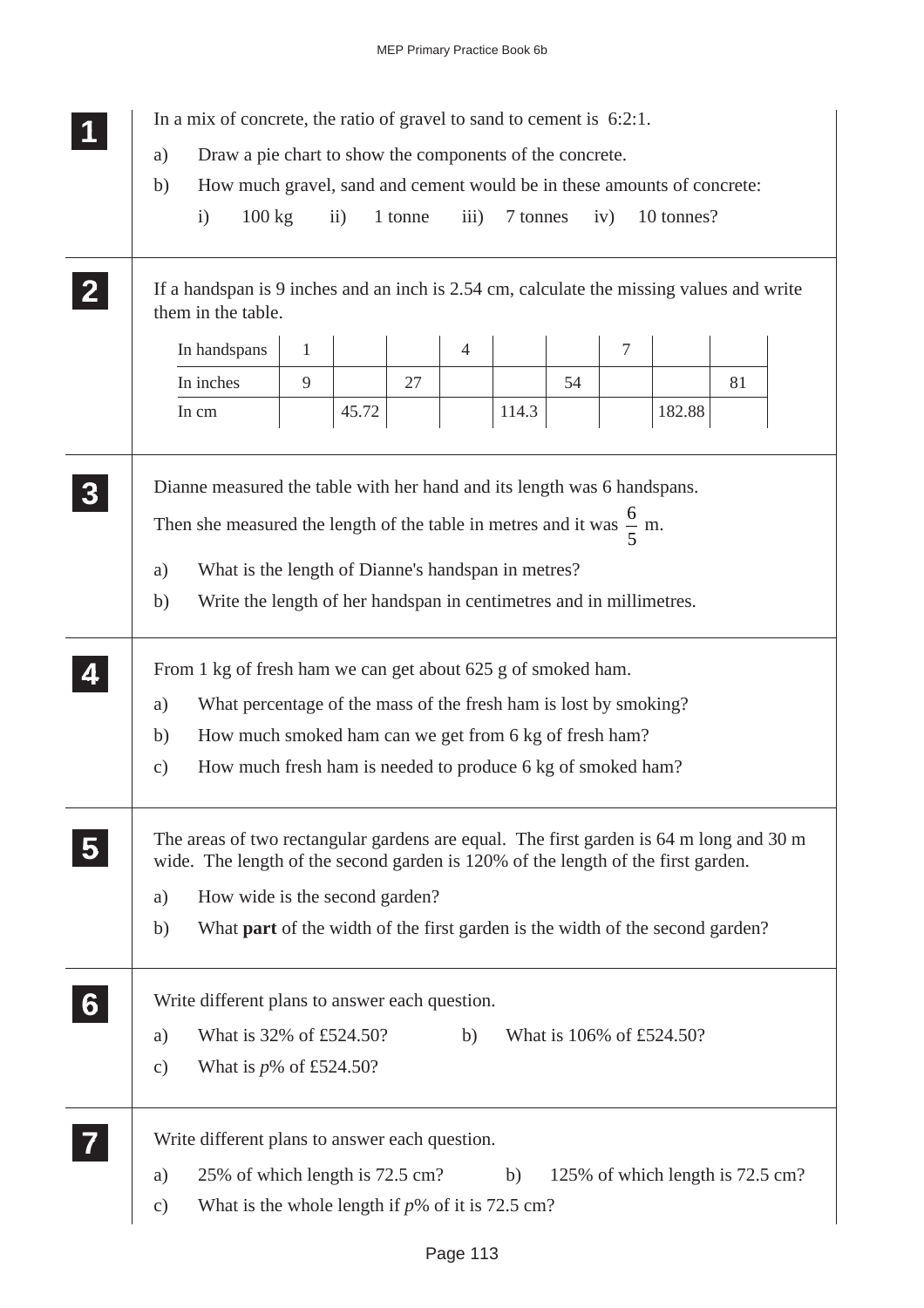**1**

In a mix of concrete, the ratio of gravel to sand to cement is 6:2:1.

a) Draw a pie chart to show the components of the concrete.

b) How much gravel, sand and cement would be in these amounts of concrete:

i) 100 kg  ii) 1 tonne  iii) 7 tonnes  iv) 10 tonnes?

**2**

If a handspan is 9 inches and an inch is 2.54 cm, calculate the missing values and write them in the table.

| In handspans | 1 | | | 4 | | | 7 | | |
|---|---|---|---|---|---|---|---|---|---|
| In inches | 9 | | 27 | | | 54 | | | 81 |
| In cm | | 45.72 | | | 114.3 | | | 182.88 | |

**3**

Dianne measured the table with her hand and its length was 6 handspans.

Then she measured the length of the table in metres and it was $\frac{6}{5}$ m.

a) What is the length of Dianne's handspan in metres?

b) Write the length of her handspan in centimetres and in millimetres.

**4**

From 1 kg of fresh ham we can get about 625 g of smoked ham.

a) What percentage of the mass of the fresh ham is lost by smoking?

b) How much smoked ham can we get from 6 kg of fresh ham?

c) How much fresh ham is needed to produce 6 kg of smoked ham?

**5**

The areas of two rectangular gardens are equal. The first garden is 64 m long and 30 m wide. The length of the second garden is 120% of the length of the first garden.

a) How wide is the second garden?

b) What **part** of the width of the first garden is the width of the second garden?

**6**

Write different plans to answer each question.

a) What is 32% of £524.50?  b) What is 106% of £524.50?

c) What is $p$% of £524.50?

**7**

Write different plans to answer each question.

a) 25% of which length is 72.5 cm?  b) 125% of which length is 72.5 cm?

c) What is the whole length if $p$% of it is 72.5 cm?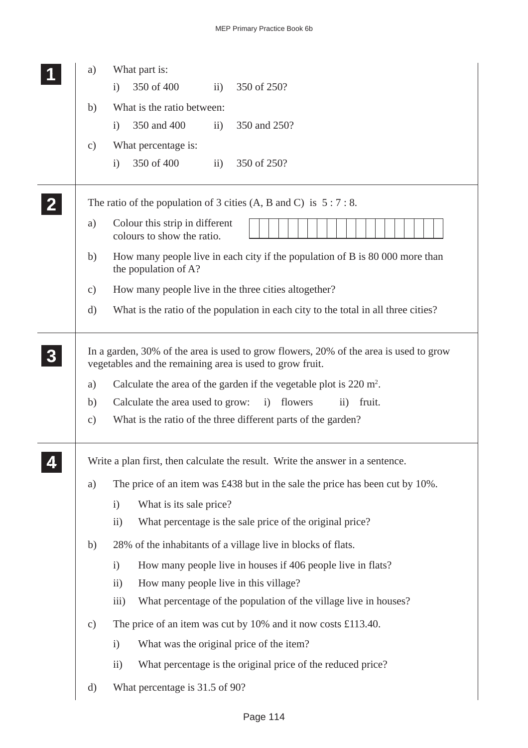**1**

a) What part is:

i) 350 of 400 ii) 350 of 250?

b) What is the ratio between:

i) 350 and 400 ii) 350 and 250?

c) What percentage is:

i) 350 of 400 ii) 350 of 250?

---

**2**

The ratio of the population of 3 cities (A, B and C) is 5 : 7 : 8.

a) Colour this strip in different colours to show the ratio.

| | | | | | | | | | | | | | | | | | | | |
|---|---|---|---|---|---|---|---|---|---|---|---|---|---|---|---|---|---|---|---|

b) How many people live in each city if the population of B is 80 000 more than the population of A?

c) How many people live in the three cities altogether?

d) What is the ratio of the population in each city to the total in all three cities?

---

**3**

In a garden, 30% of the area is used to grow flowers, 20% of the area is used to grow vegetables and the remaining area is used to grow fruit.

a) Calculate the area of the garden if the vegetable plot is 220 $m^2$.

b) Calculate the area used to grow: i) flowers ii) fruit.

c) What is the ratio of the three different parts of the garden?

---

**4**

Write a plan first, then calculate the result. Write the answer in a sentence.

a) The price of an item was £438 but in the sale the price has been cut by 10%.

i) What is its sale price?

ii) What percentage is the sale price of the original price?

b) 28% of the inhabitants of a village live in blocks of flats.

i) How many people live in houses if 406 people live in flats?

ii) How many people live in this village?

iii) What percentage of the population of the village live in houses?

c) The price of an item was cut by 10% and it now costs £113.40.

i) What was the original price of the item?

ii) What percentage is the original price of the reduced price?

d) What percentage is 31.5 of 90?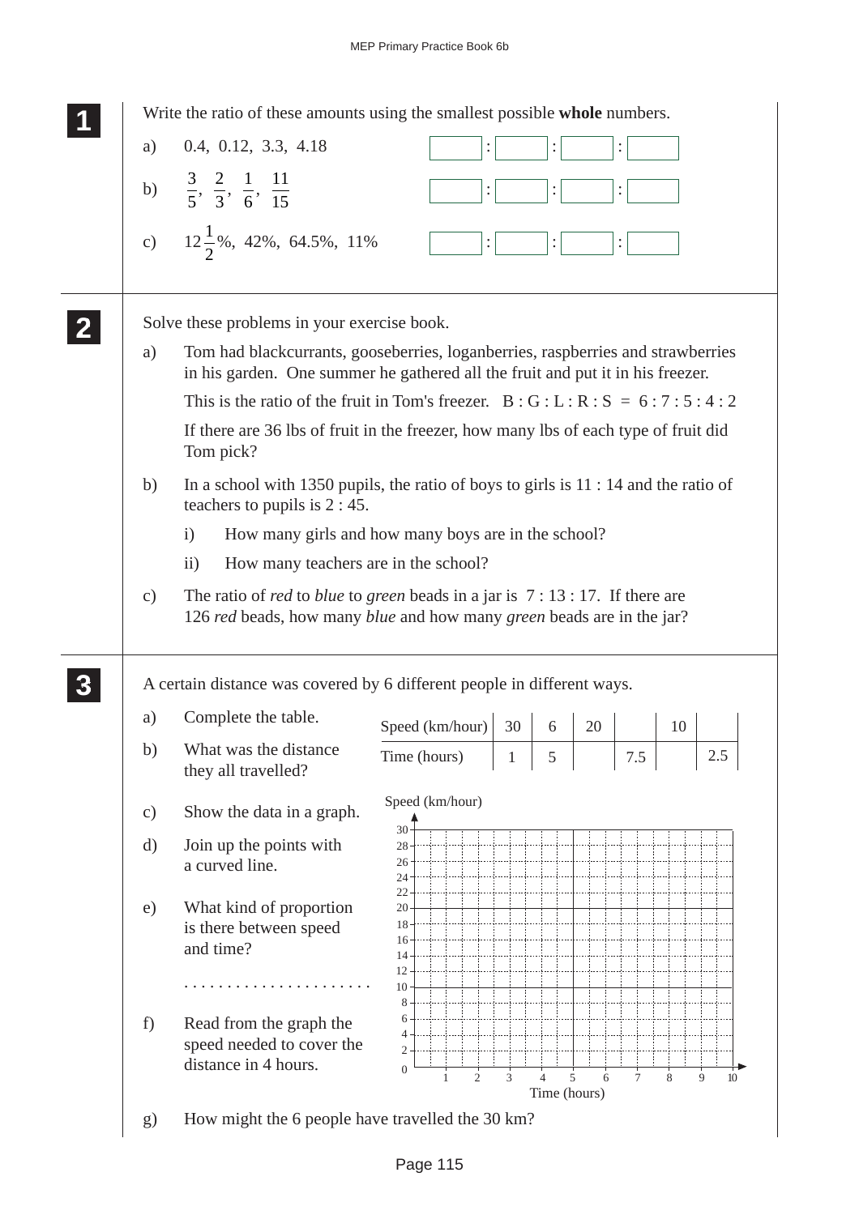**1** Write the ratio of these amounts using the smallest possible **whole** numbers.

a) 0.4, 0.12, 3.3, 4.18 &nbsp;&nbsp; ☐ : ☐ : ☐ : ☐

b) $\frac{3}{5}$, $\frac{2}{3}$, $\frac{1}{6}$, $\frac{11}{15}$ &nbsp;&nbsp; ☐ : ☐ : ☐ : ☐

c) $12\frac{1}{2}$%, 42%, 64.5%, 11% &nbsp;&nbsp; ☐ : ☐ : ☐ : ☐

---

**2** Solve these problems in your exercise book.

a) Tom had blackcurrants, gooseberries, loganberries, raspberries and strawberries in his garden. One summer he gathered all the fruit and put it in his freezer.

This is the ratio of the fruit in Tom's freezer. B : G : L : R : S = 6 : 7 : 5 : 4 : 2

If there are 36 lbs of fruit in the freezer, how many lbs of each type of fruit did Tom pick?

b) In a school with 1350 pupils, the ratio of boys to girls is 11 : 14 and the ratio of teachers to pupils is 2 : 45.

i) How many girls and how many boys are in the school?

ii) How many teachers are in the school?

c) The ratio of *red* to *blue* to *green* beads in a jar is 7 : 13 : 17. If there are 126 *red* beads, how many *blue* and how many *green* beads are in the jar?

---

**3** A certain distance was covered by 6 different people in different ways.

a) Complete the table.

| Speed (km/hour) | 30 | 6 | 20 | | 10 | |
|---|---|---|---|---|---|---|
| Time (hours) | 1 | 5 | | 7.5 | | 2.5 |

b) What was the distance they all travelled?

c) Show the data in a graph.

(Graph grid: Speed (km/hour) from 0 to 30 on vertical axis; Time (hours) from 0 to 10 on horizontal axis)

d) Join up the points with a curved line.

e) What kind of proportion is there between speed and time?

. . . . . . . . . . . . . . . . . . . . . .

f) Read from the graph the speed needed to cover the distance in 4 hours.

g) How might the 6 people have travelled the 30 km?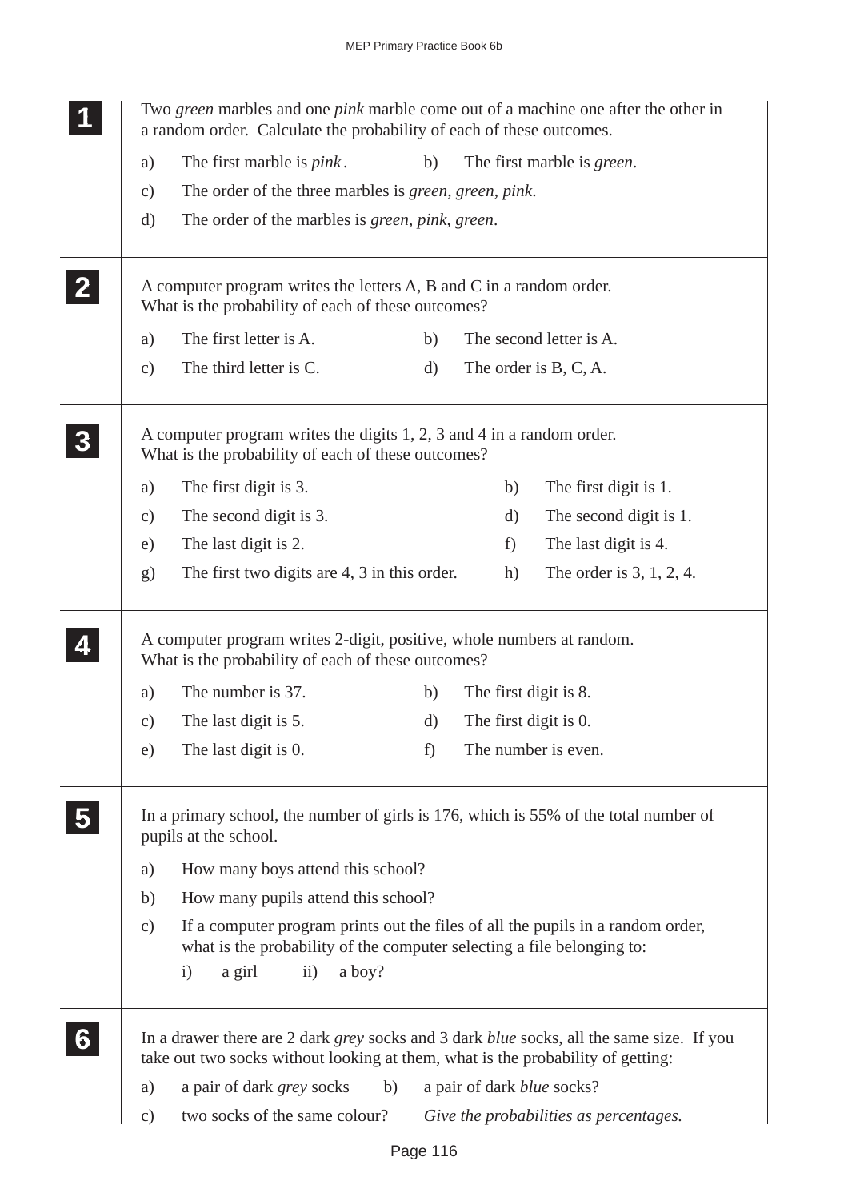**1**

Two *green* marbles and one *pink* marble come out of a machine one after the other in a random order. Calculate the probability of each of these outcomes.

a) The first marble is *pink*.

b) The first marble is *green*.

c) The order of the three marbles is *green*, *green*, *pink*.

d) The order of the marbles is *green*, *pink*, *green*.

**2**

A computer program writes the letters A, B and C in a random order. What is the probability of each of these outcomes?

a) The first letter is A.

b) The second letter is A.

c) The third letter is C.

d) The order is B, C, A.

**3**

A computer program writes the digits 1, 2, 3 and 4 in a random order. What is the probability of each of these outcomes?

a) The first digit is 3.

b) The first digit is 1.

c) The second digit is 3.

d) The second digit is 1.

e) The last digit is 2.

f) The last digit is 4.

g) The first two digits are 4, 3 in this order.

h) The order is 3, 1, 2, 4.

**4**

A computer program writes 2-digit, positive, whole numbers at random. What is the probability of each of these outcomes?

a) The number is 37.

b) The first digit is 8.

c) The last digit is 5.

d) The first digit is 0.

e) The last digit is 0.

f) The number is even.

**5**

In a primary school, the number of girls is 176, which is 55% of the total number of pupils at the school.

a) How many boys attend this school?

b) How many pupils attend this school?

c) If a computer program prints out the files of all the pupils in a random order, what is the probability of the computer selecting a file belonging to:

i) a girl ii) a boy?

**6**

In a drawer there are 2 dark *grey* socks and 3 dark *blue* socks, all the same size. If you take out two socks without looking at them, what is the probability of getting:

a) a pair of dark *grey* socks

b) a pair of dark *blue* socks?

c) two socks of the same colour?

*Give the probabilities as percentages.*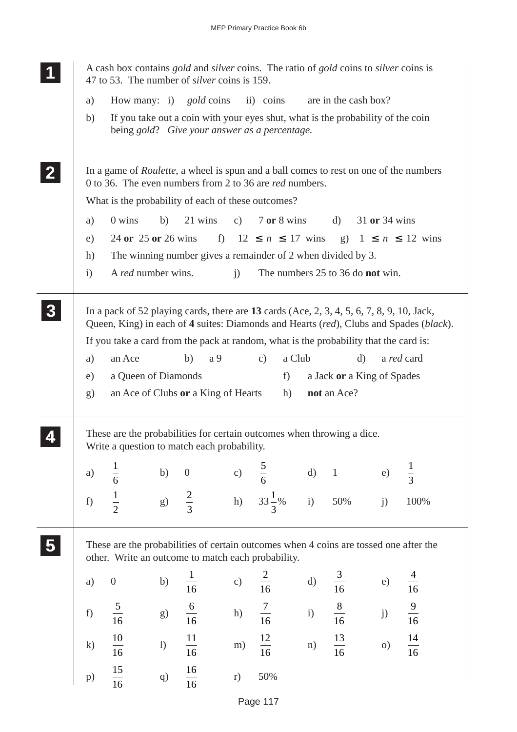**1**

A cash box contains *gold* and *silver* coins. The ratio of *gold* coins to *silver* coins is 47 to 53. The number of *silver* coins is 159.

a) How many: i) *gold* coins ii) coins are in the cash box?

b) If you take out a coin with your eyes shut, what is the probability of the coin being *gold*? *Give your answer as a percentage.*

**2**

In a game of *Roulette*, a wheel is spun and a ball comes to rest on one of the numbers 0 to 36. The even numbers from 2 to 36 are *red* numbers.

What is the probability of each of these outcomes?

a) 0 wins b) 21 wins c) 7 **or** 8 wins d) 31 **or** 34 wins

e) 24 **or** 25 **or** 26 wins f) $12 \leq n \leq 17$ wins g) $1 \leq n \leq 12$ wins

h) The winning number gives a remainder of 2 when divided by 3.

i) A *red* number wins. j) The numbers 25 to 36 do **not** win.

**3**

In a pack of 52 playing cards, there are **13** cards (Ace, 2, 3, 4, 5, 6, 7, 8, 9, 10, Jack, Queen, King) in each of **4** suites: Diamonds and Hearts (*red*), Clubs and Spades (*black*).

If you take a card from the pack at random, what is the probability that the card is:

a) an Ace b) a 9 c) a Club d) a *red* card

e) a Queen of Diamonds f) a Jack **or** a King of Spades

g) an Ace of Clubs **or** a King of Hearts h) **not** an Ace?

**4**

These are the probabilities for certain outcomes when throwing a dice. Write a question to match each probability.

a) $\frac{1}{6}$ b) 0 c) $\frac{5}{6}$ d) 1 e) $\frac{1}{3}$

f) $\frac{1}{2}$ g) $\frac{2}{3}$ h) $33\frac{1}{3}\%$ i) 50% j) 100%

**5**

These are the probabilities of certain outcomes when 4 coins are tossed one after the other. Write an outcome to match each probability.

a) 0 b) $\frac{1}{16}$ c) $\frac{2}{16}$ d) $\frac{3}{16}$ e) $\frac{4}{16}$

f) $\frac{5}{16}$ g) $\frac{6}{16}$ h) $\frac{7}{16}$ i) $\frac{8}{16}$ j) $\frac{9}{16}$

k) $\frac{10}{16}$ l) $\frac{11}{16}$ m) $\frac{12}{16}$ n) $\frac{13}{16}$ o) $\frac{14}{16}$

p) $\frac{15}{16}$ q) $\frac{16}{16}$ r) 50%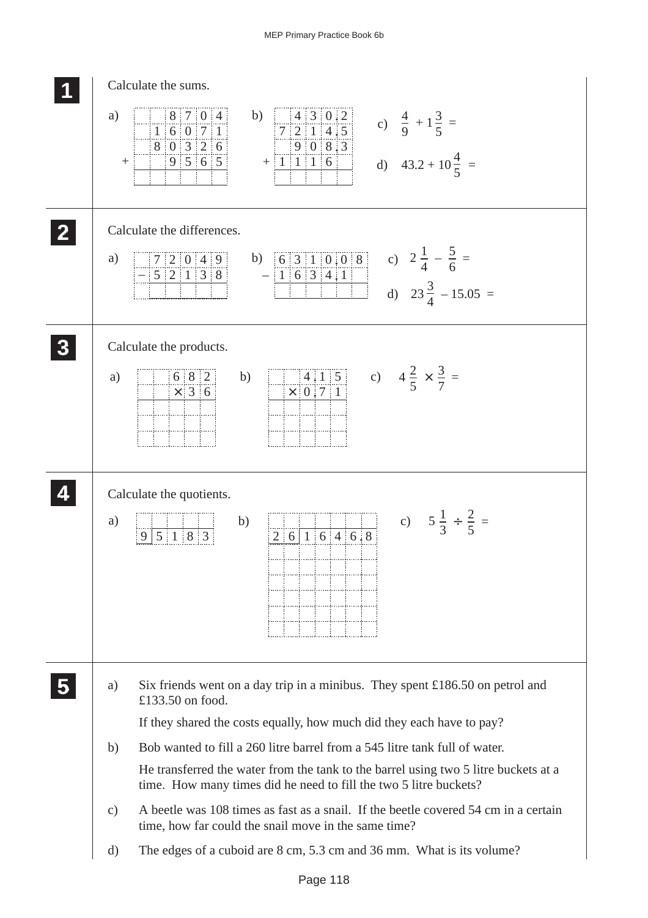**1** Calculate the sums.

a)

$$\begin{array}{r} 8\,7\,0\,4 \\ 1\,6\,0\,7\,1 \\ 8\,0\,3\,2\,6 \\ +\quad 9\,5\,6\,5 \\ \hline \end{array}$$

b)

$$\begin{array}{r} 4\,3\,0.2 \\ 7\,2\,1\,4.5 \\ 9\,0\,8.3 \\ +\ 1\,1\,1\,6\phantom{.0} \\ \hline \end{array}$$

c) $\dfrac{4}{9} + 1\dfrac{3}{5} =$

d) $43.2 + 10\dfrac{4}{5} =$

**2** Calculate the differences.

a)

$$\begin{array}{r} 7\,2\,0\,4\,9 \\ -\ 5\,2\,1\,3\,8 \\ \hline \end{array}$$

b)

$$\begin{array}{r} 6\,3\,1\,0.0\,8 \\ -\ 1\,6\,3\,4.1\phantom{0} \\ \hline \end{array}$$

c) $2\dfrac{1}{4} - \dfrac{5}{6} =$

d) $23\dfrac{3}{4} - 15.05 =$

**3** Calculate the products.

a)

$$\begin{array}{r} 6\,8\,2 \\ \times\ 3\,6 \\ \hline \end{array}$$

b)

$$\begin{array}{r} 4.1\,5 \\ \times\ 0.7\,1 \\ \hline \end{array}$$

c) $4\dfrac{2}{5} \times \dfrac{3}{7} =$

**4** Calculate the quotients.

a) $9 \overline{)\,5\,1\,8\,3}$

b) $26 \overline{)\,1\,6\,4\,6.8}$

c) $5\dfrac{1}{3} \div \dfrac{2}{5} =$

**5**

a) Six friends went on a day trip in a minibus. They spent £186.50 on petrol and £133.50 on food.

If they shared the costs equally, how much did they each have to pay?

b) Bob wanted to fill a 260 litre barrel from a 545 litre tank full of water.

He transferred the water from the tank to the barrel using two 5 litre buckets at a time. How many times did he need to fill the two 5 litre buckets?

c) A beetle was 108 times as fast as a snail. If the beetle covered 54 cm in a certain time, how far could the snail move in the same time?

d) The edges of a cuboid are 8 cm, 5.3 cm and 36 mm. What is its volume?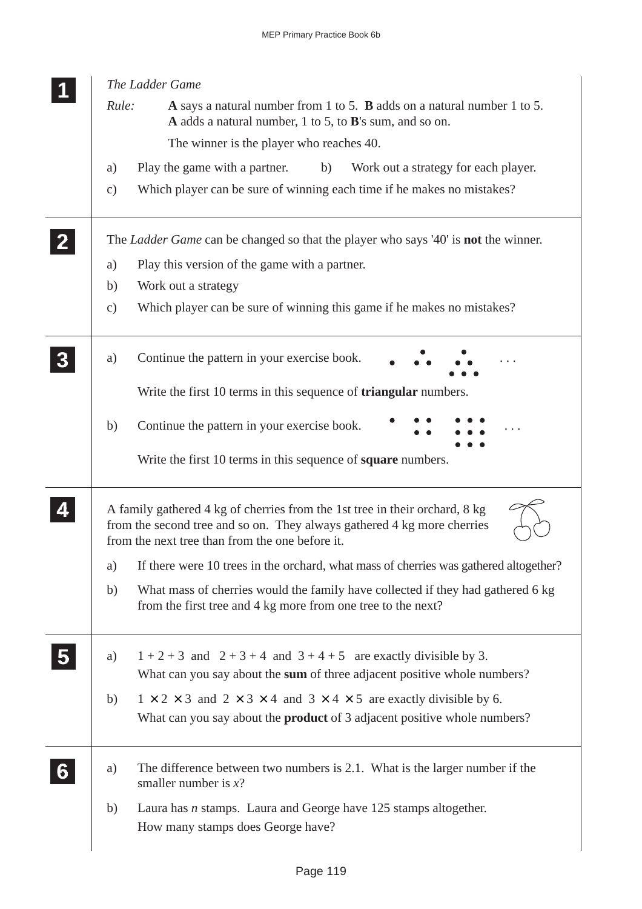**1**

*The Ladder Game*

*Rule:* **A** says a natural number from 1 to 5. **B** adds on a natural number 1 to 5. **A** adds a natural number, 1 to 5, to **B**'s sum, and so on.

The winner is the player who reaches 40.

a) Play the game with a partner. b) Work out a strategy for each player.

c) Which player can be sure of winning each time if he makes no mistakes?

---

**2**

The *Ladder Game* can be changed so that the player who says '40' is **not** the winner.

a) Play this version of the game with a partner.

b) Work out a strategy

c) Which player can be sure of winning this game if he makes no mistakes?

---

**3**

a) Continue the pattern in your exercise book.

Write the first 10 terms in this sequence of **triangular** numbers.

b) Continue the pattern in your exercise book.

Write the first 10 terms in this sequence of **square** numbers.

---

**4**

A family gathered 4 kg of cherries from the 1st tree in their orchard, 8 kg from the second tree and so on. They always gathered 4 kg more cherries from the next tree than from the one before it.

a) If there were 10 trees in the orchard, what mass of cherries was gathered altogether?

b) What mass of cherries would the family have collected if they had gathered 6 kg from the first tree and 4 kg more from one tree to the next?

---

**5**

a) $1 + 2 + 3$ and $2 + 3 + 4$ and $3 + 4 + 5$ are exactly divisible by 3.
What can you say about the **sum** of three adjacent positive whole numbers?

b) $1 \times 2 \times 3$ and $2 \times 3 \times 4$ and $3 \times 4 \times 5$ are exactly divisible by 6.
What can you say about the **product** of 3 adjacent positive whole numbers?

---

**6**

a) The difference between two numbers is 2.1. What is the larger number if the smaller number is $x$?

b) Laura has $n$ stamps. Laura and George have 125 stamps altogether.
How many stamps does George have?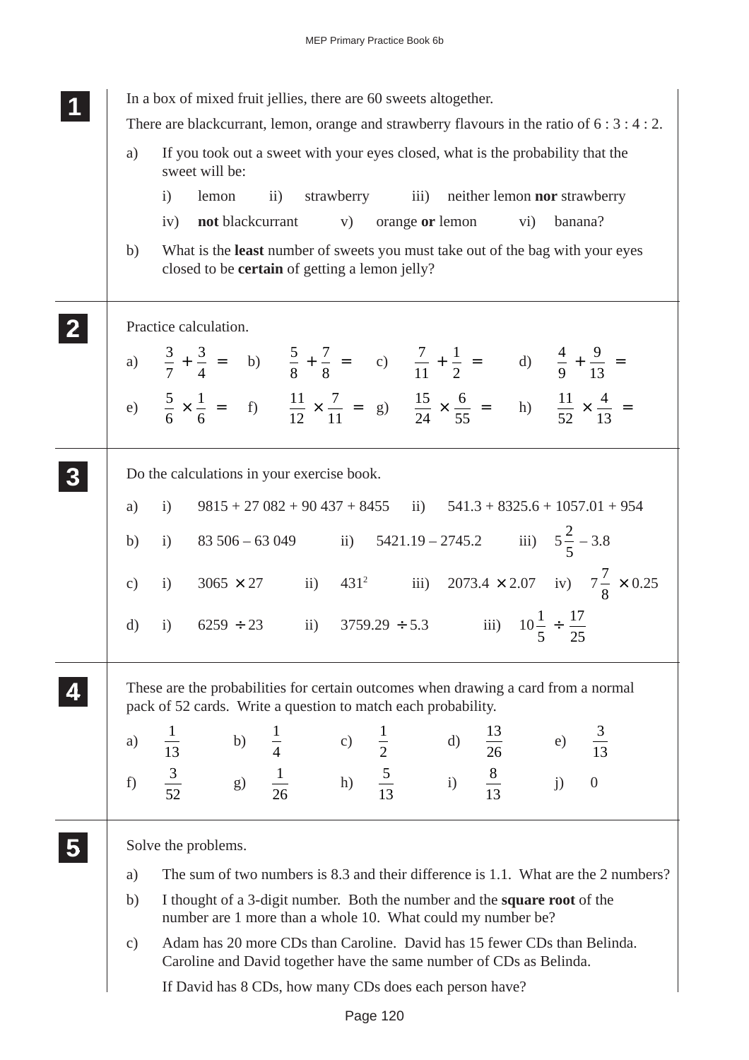**1**

In a box of mixed fruit jellies, there are 60 sweets altogether.

There are blackcurrant, lemon, orange and strawberry flavours in the ratio of 6 : 3 : 4 : 2.

a) If you took out a sweet with your eyes closed, what is the probability that the sweet will be:

i) lemon   ii) strawberry   iii) neither lemon **nor** strawberry

iv) **not** blackcurrant   v) orange **or** lemon   vi) banana?

b) What is the **least** number of sweets you must take out of the bag with your eyes closed to be **certain** of getting a lemon jelly?

**2**

Practice calculation.

a) $\frac{3}{7} + \frac{3}{4} =$   b) $\frac{5}{8} + \frac{7}{8} =$   c) $\frac{7}{11} + \frac{1}{2} =$   d) $\frac{4}{9} + \frac{9}{13} =$

e) $\frac{5}{6} \times \frac{1}{6} =$   f) $\frac{11}{12} \times \frac{7}{11} =$   g) $\frac{15}{24} \times \frac{6}{55} =$   h) $\frac{11}{52} \times \frac{4}{13} =$

**3**

Do the calculations in your exercise book.

a) i) 9815 + 27 082 + 90 437 + 8455   ii) 541.3 + 8325.6 + 1057.01 + 954

b) i) 83 506 – 63 049   ii) 5421.19 – 2745.2   iii) $5\frac{2}{5} - 3.8$

c) i) $3065 \times 27$   ii) $431^2$   iii) $2073.4 \times 2.07$   iv) $7\frac{7}{8} \times 0.25$

d) i) $6259 \div 23$   ii) $3759.29 \div 5.3$   iii) $10\frac{1}{5} \div \frac{17}{25}$

**4**

These are the probabilities for certain outcomes when drawing a card from a normal pack of 52 cards. Write a question to match each probability.

a) $\frac{1}{13}$   b) $\frac{1}{4}$   c) $\frac{1}{2}$   d) $\frac{13}{26}$   e) $\frac{3}{13}$

f) $\frac{3}{52}$   g) $\frac{1}{26}$   h) $\frac{5}{13}$   i) $\frac{8}{13}$   j) 0

**5**

Solve the problems.

a) The sum of two numbers is 8.3 and their difference is 1.1. What are the 2 numbers?

b) I thought of a 3-digit number. Both the number and the **square root** of the number are 1 more than a whole 10. What could my number be?

c) Adam has 20 more CDs than Caroline. David has 15 fewer CDs than Belinda. Caroline and David together have the same number of CDs as Belinda.

If David has 8 CDs, how many CDs does each person have?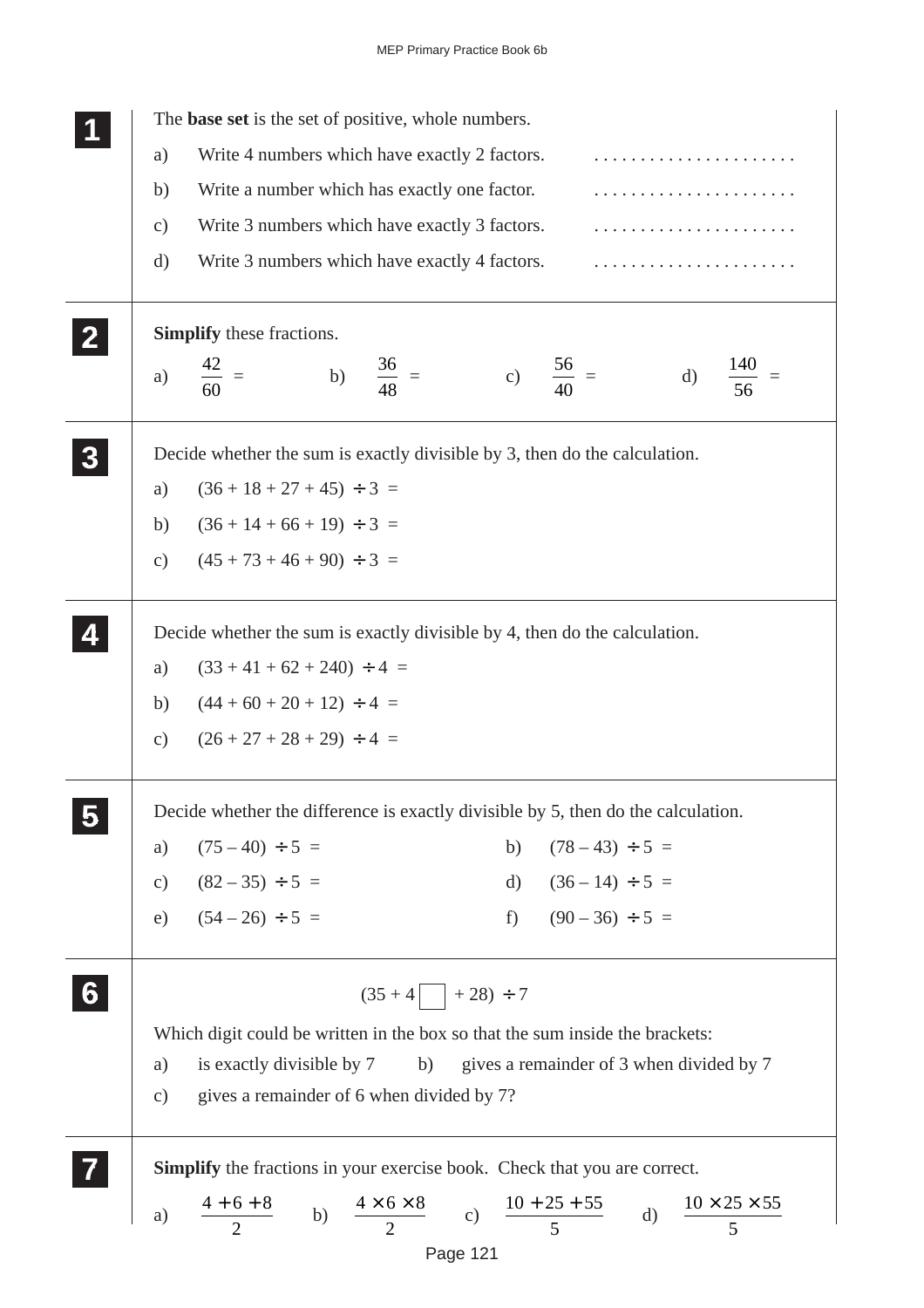**1**

The **base set** is the set of positive, whole numbers.

a) Write 4 numbers which have exactly 2 factors. . . . . . . . . . . . . . . . . . . . . . .

b) Write a number which has exactly one factor. . . . . . . . . . . . . . . . . . . . . . .

c) Write 3 numbers which have exactly 3 factors. . . . . . . . . . . . . . . . . . . . . . .

d) Write 3 numbers which have exactly 4 factors. . . . . . . . . . . . . . . . . . . . . . .

**2**

**Simplify** these fractions.

a) $\dfrac{42}{60} =$ b) $\dfrac{36}{48} =$ c) $\dfrac{56}{40} =$ d) $\dfrac{140}{56} =$

**3**

Decide whether the sum is exactly divisible by 3, then do the calculation.

a) $(36 + 18 + 27 + 45) \div 3 =$

b) $(36 + 14 + 66 + 19) \div 3 =$

c) $(45 + 73 + 46 + 90) \div 3 =$

**4**

Decide whether the sum is exactly divisible by 4, then do the calculation.

a) $(33 + 41 + 62 + 240) \div 4 =$

b) $(44 + 60 + 20 + 12) \div 4 =$

c) $(26 + 27 + 28 + 29) \div 4 =$

**5**

Decide whether the difference is exactly divisible by 5, then do the calculation.

a) $(75 - 40) \div 5 =$ b) $(78 - 43) \div 5 =$

c) $(82 - 35) \div 5 =$ d) $(36 - 14) \div 5 =$

e) $(54 - 26) \div 5 =$ f) $(90 - 36) \div 5 =$

**6**

$(35 + 4\square + 28) \div 7$

Which digit could be written in the box so that the sum inside the brackets:

a) is exactly divisible by 7 b) gives a remainder of 3 when divided by 7

c) gives a remainder of 6 when divided by 7?

**7**

**Simplify** the fractions in your exercise book. Check that you are correct.

a) $\dfrac{4 + 6 + 8}{2}$ b) $\dfrac{4 \times 6 \times 8}{2}$ c) $\dfrac{10 + 25 + 55}{5}$ d) $\dfrac{10 \times 25 \times 55}{5}$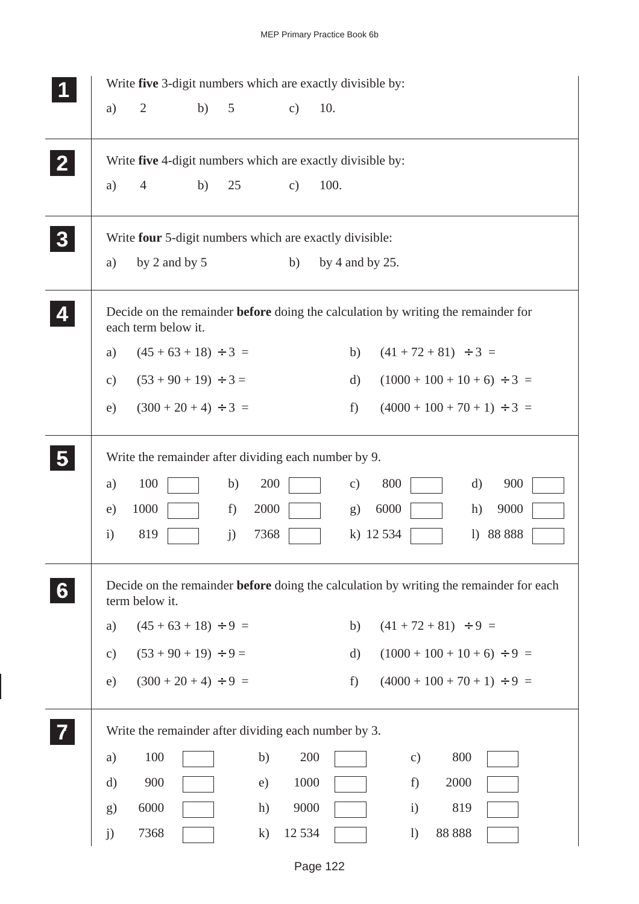**1** Write **five** 3-digit numbers which are exactly divisible by:

a) 2  b) 5  c) 10.

**2** Write **five** 4-digit numbers which are exactly divisible by:

a) 4  b) 25  c) 100.

**3** Write **four** 5-digit numbers which are exactly divisible:

a) by 2 and by 5  b) by 4 and by 25.

**4** Decide on the remainder **before** doing the calculation by writing the remainder for each term below it.

a) $(45 + 63 + 18) \div 3 =$

b) $(41 + 72 + 81) \div 3 =$

c) $(53 + 90 + 19) \div 3 =$

d) $(1000 + 100 + 10 + 6) \div 3 =$

e) $(300 + 20 + 4) \div 3 =$

f) $(4000 + 100 + 70 + 1) \div 3 =$

**5** Write the remainder after dividing each number by 9.

| | | | | | | | |
|---|---|---|---|---|---|---|---|
| a) 100 | ☐ | b) 200 | ☐ | c) 800 | ☐ | d) 900 | ☐ |
| e) 1000 | ☐ | f) 2000 | ☐ | g) 6000 | ☐ | h) 9000 | ☐ |
| i) 819 | ☐ | j) 7368 | ☐ | k) 12 534 | ☐ | l) 88 888 | ☐ |

**6** Decide on the remainder **before** doing the calculation by writing the remainder for each term below it.

a) $(45 + 63 + 18) \div 9 =$

b) $(41 + 72 + 81) \div 9 =$

c) $(53 + 90 + 19) \div 9 =$

d) $(1000 + 100 + 10 + 6) \div 9 =$

e) $(300 + 20 + 4) \div 9 =$

f) $(4000 + 100 + 70 + 1) \div 9 =$

**7** Write the remainder after dividing each number by 3.

| | | | | | |
|---|---|---|---|---|---|
| a) 100 | ☐ | b) 200 | ☐ | c) 800 | ☐ |
| d) 900 | ☐ | e) 1000 | ☐ | f) 2000 | ☐ |
| g) 6000 | ☐ | h) 9000 | ☐ | i) 819 | ☐ |
| j) 7368 | ☐ | k) 12 534 | ☐ | l) 88 888 | ☐ |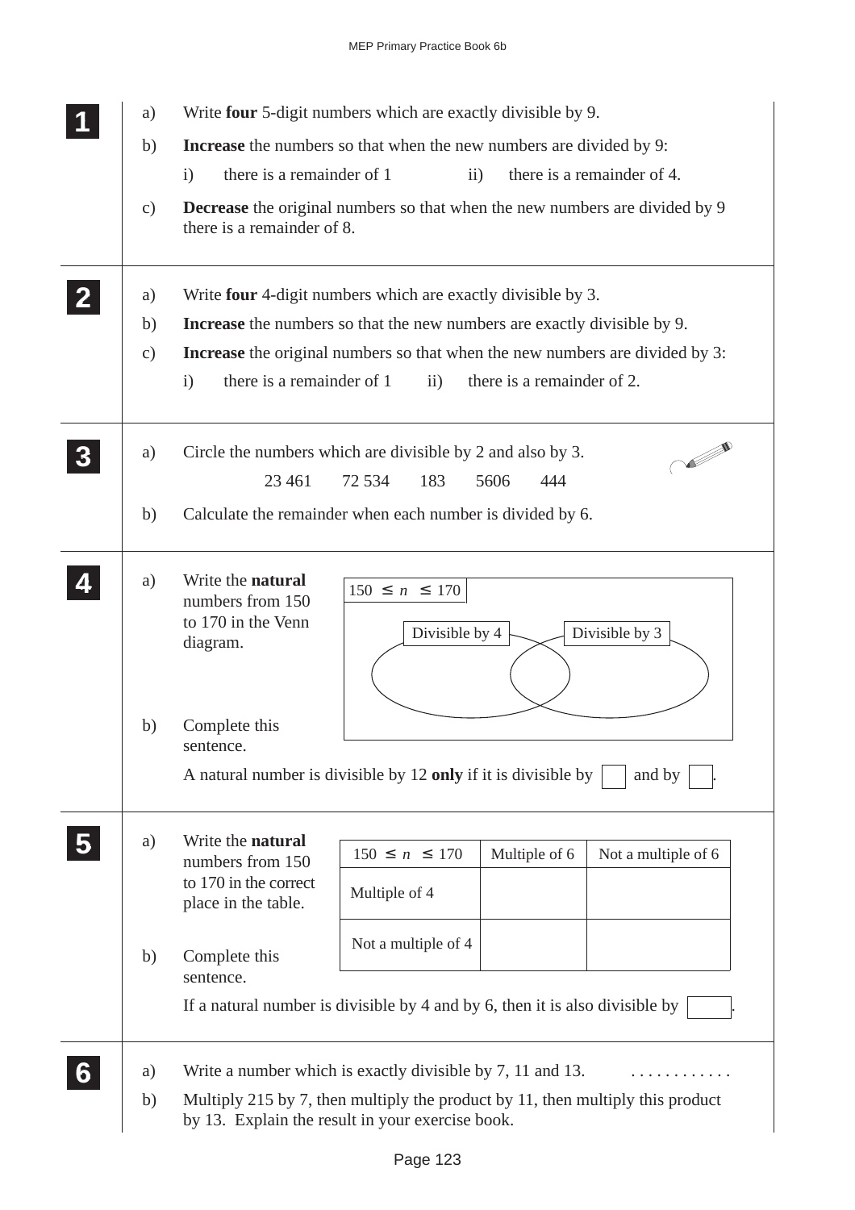**1**

a) Write **four** 5-digit numbers which are exactly divisible by 9.

b) **Increase** the numbers so that when the new numbers are divided by 9:

i) there is a remainder of 1 ii) there is a remainder of 4.

c) **Decrease** the original numbers so that when the new numbers are divided by 9 there is a remainder of 8.

**2**

a) Write **four** 4-digit numbers which are exactly divisible by 3.

b) **Increase** the numbers so that the new numbers are exactly divisible by 9.

c) **Increase** the original numbers so that when the new numbers are divided by 3:

i) there is a remainder of 1 ii) there is a remainder of 2.

**3**

a) Circle the numbers which are divisible by 2 and also by 3.

23 461 72 534 183 5606 444

b) Calculate the remainder when each number is divided by 6.

**4**

a) Write the **natural** numbers from 150 to 170 in the Venn diagram.

$150 \leq n \leq 170$

Divisible by 4 | Divisible by 3

b) Complete this sentence.

A natural number is divisible by 12 **only** if it is divisible by ☐ and by ☐.

**5**

a) Write the **natural** numbers from 150 to 170 in the correct place in the table.

| $150 \leq n \leq 170$ | Multiple of 6 | Not a multiple of 6 |
|---|---|---|
| Multiple of 4 | | |
| Not a multiple of 4 | | |

b) Complete this sentence.

If a natural number is divisible by 4 and by 6, then it is also divisible by ☐.

**6**

a) Write a number which is exactly divisible by 7, 11 and 13. . . . . . . . . . . . .

b) Multiply 215 by 7, then multiply the product by 11, then multiply this product by 13. Explain the result in your exercise book.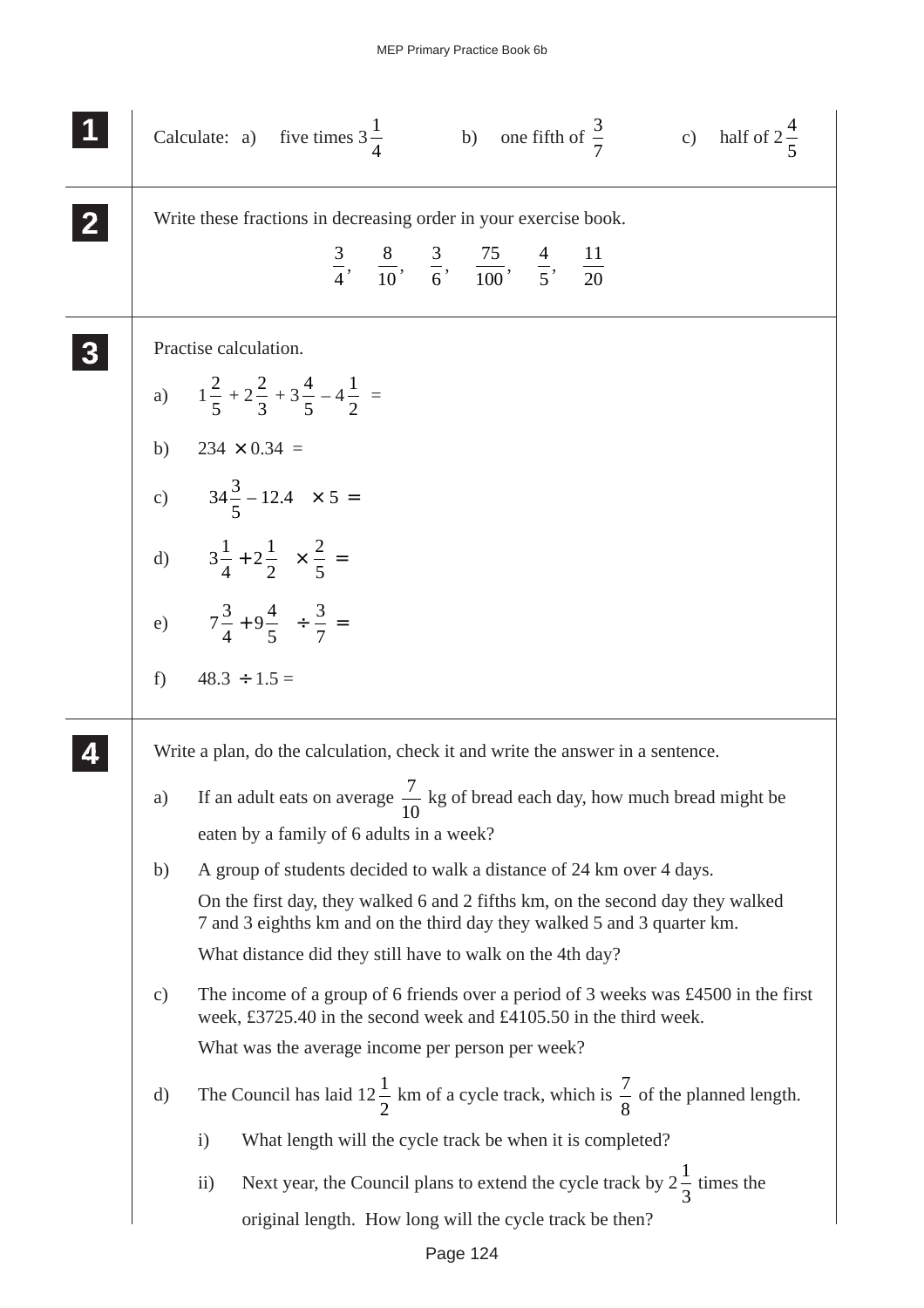**1**

Calculate: a) five times $3\frac{1}{4}$ b) one fifth of $\frac{3}{7}$ c) half of $2\frac{4}{5}$

**2**

Write these fractions in decreasing order in your exercise book.

$$\frac{3}{4}, \quad \frac{8}{10}, \quad \frac{3}{6}, \quad \frac{75}{100}, \quad \frac{4}{5}, \quad \frac{11}{20}$$

**3**

Practise calculation.

a) $1\frac{2}{5} + 2\frac{2}{3} + 3\frac{4}{5} - 4\frac{1}{2} =$

b) $234 \times 0.34 =$

c) $\left(34\frac{3}{5} - 12.4\right) \times 5 =$

d) $\left(3\frac{1}{4} + 2\frac{1}{2}\right) \times \frac{2}{5} =$

e) $\left(7\frac{3}{4} + 9\frac{4}{5}\right) \div \frac{3}{7} =$

f) $48.3 \div 1.5 =$

**4**

Write a plan, do the calculation, check it and write the answer in a sentence.

a) If an adult eats on average $\frac{7}{10}$ kg of bread each day, how much bread might be eaten by a family of 6 adults in a week?

b) A group of students decided to walk a distance of 24 km over 4 days.

On the first day, they walked 6 and 2 fifths km, on the second day they walked 7 and 3 eighths km and on the third day they walked 5 and 3 quarter km.

What distance did they still have to walk on the 4th day?

c) The income of a group of 6 friends over a period of 3 weeks was £4500 in the first week, £3725.40 in the second week and £4105.50 in the third week.

What was the average income per person per week?

d) The Council has laid $12\frac{1}{2}$ km of a cycle track, which is $\frac{7}{8}$ of the planned length.

i) What length will the cycle track be when it is completed?

ii) Next year, the Council plans to extend the cycle track by $2\frac{1}{3}$ times the original length. How long will the cycle track be then?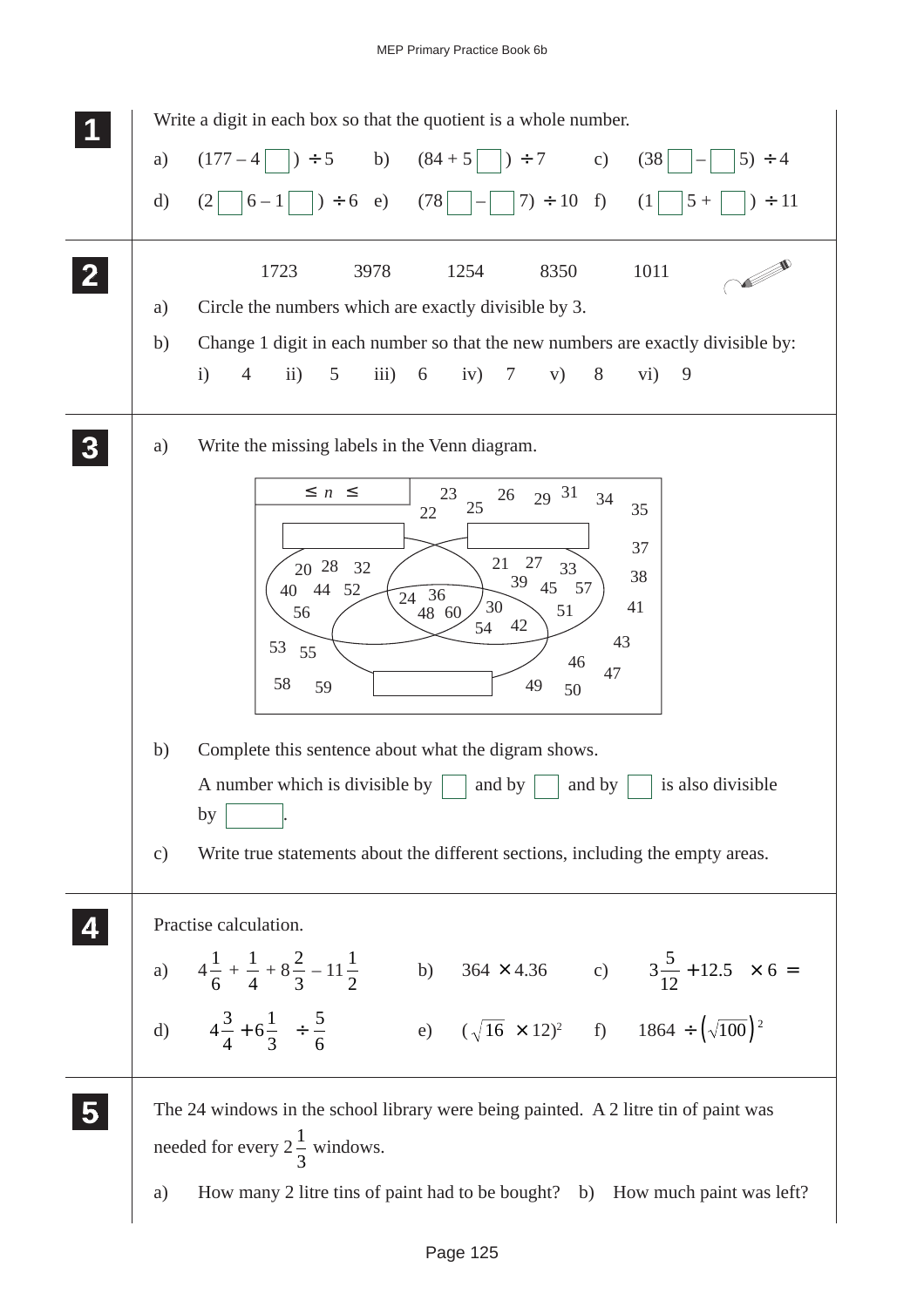**1** Write a digit in each box so that the quotient is a whole number.

a) $(177 - 4\square) \div 5$ b) $(84 + 5\square) \div 7$ c) $(38\square - \square 5) \div 4$

d) $(2\square 6 - 1\square) \div 6$ e) $(78\square - \square 7) \div 10$ f) $(1\square 5 + \square) \div 11$

**2**

1723 3978 1254 8350 1011

a) Circle the numbers which are exactly divisible by 3.

b) Change 1 digit in each number so that the new numbers are exactly divisible by:

i) 4 ii) 5 iii) 6 iv) 7 v) 8 vi) 9

**3** a) Write the missing labels in the Venn diagram.

Universal set label: $\le n \le$

Outside all sets: 22, 23, 25, 26, 29, 31, 34, 35, 37, 38, 41, 43, 46, 47, 49, 50, 53, 55, 58, 59

Left set only: 20, 28, 32, 40, 44, 52, 56

Right set only: 21, 27, 33, 39, 45, 57, 51

Left and right sets only: (empty)

Left and bottom sets only: (empty)

Right and bottom sets only: 30, 54, 42

All three sets: 24, 36, 48, 60

Bottom set only: (empty)

b) Complete this sentence about what the digram shows.

A number which is divisible by $\square$ and by $\square$ and by $\square$ is also divisible by $\square$.

c) Write true statements about the different sections, including the empty areas.

**4** Practise calculation.

a) $4\frac{1}{6} + \frac{1}{4} + 8\frac{2}{3} - 11\frac{1}{2}$ b) $364 \times 4.36$ c) $\left(3\frac{5}{12} + 12.5\right) \times 6 =$

d) $\left(4\frac{3}{4} + 6\frac{1}{3}\right) \div \frac{5}{6}$ e) $(\sqrt{16} \times 12)^2$ f) $1864 \div \left(\sqrt{100}\right)^2$

**5** The 24 windows in the school library were being painted. A 2 litre tin of paint was needed for every $2\frac{1}{3}$ windows.

a) How many 2 litre tins of paint had to be bought? b) How much paint was left?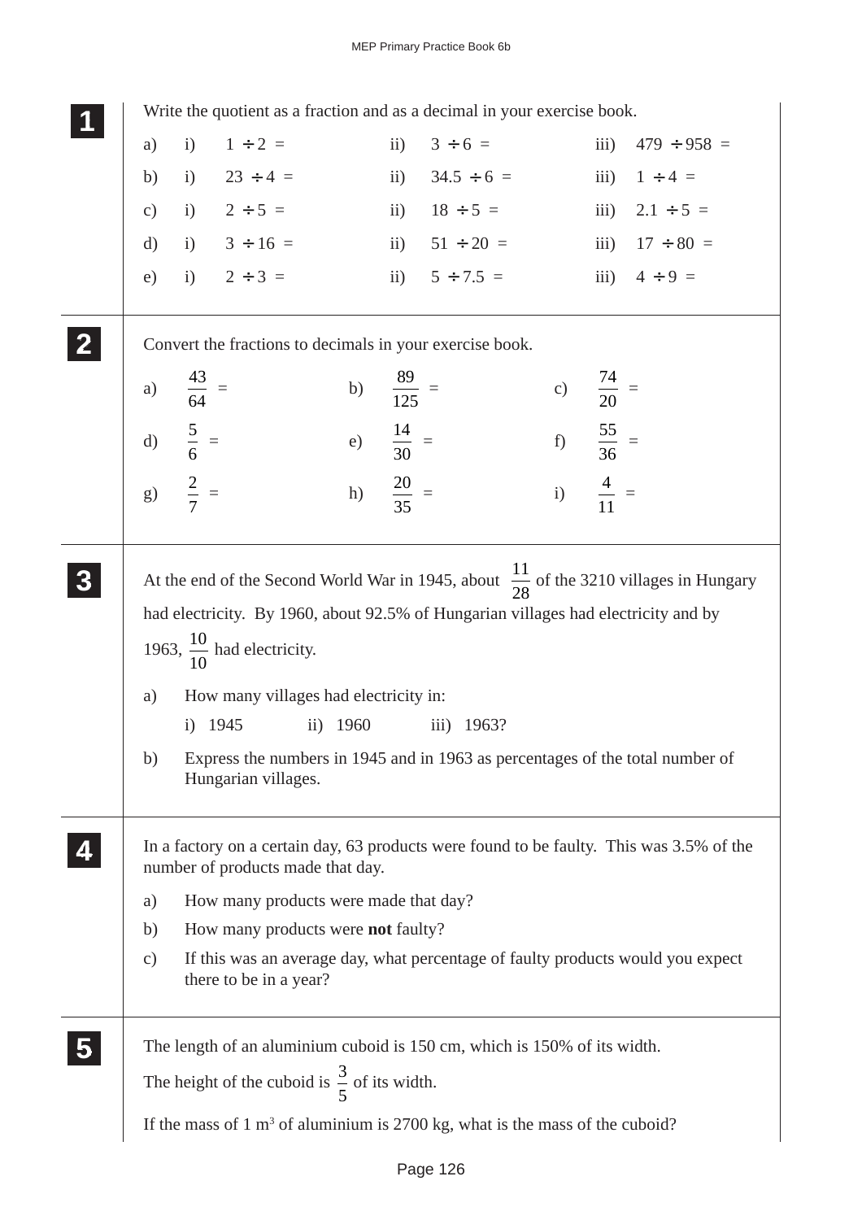**1** Write the quotient as a fraction and as a decimal in your exercise book.

a) i) $1 \div 2 =$ ii) $3 \div 6 =$ iii) $479 \div 958 =$

b) i) $23 \div 4 =$ ii) $34.5 \div 6 =$ iii) $1 \div 4 =$

c) i) $2 \div 5 =$ ii) $18 \div 5 =$ iii) $2.1 \div 5 =$

d) i) $3 \div 16 =$ ii) $51 \div 20 =$ iii) $17 \div 80 =$

e) i) $2 \div 3 =$ ii) $5 \div 7.5 =$ iii) $4 \div 9 =$

**2** Convert the fractions to decimals in your exercise book.

a) $\frac{43}{64} =$ b) $\frac{89}{125} =$ c) $\frac{74}{20} =$

d) $\frac{5}{6} =$ e) $\frac{14}{30} =$ f) $\frac{55}{36} =$

g) $\frac{2}{7} =$ h) $\frac{20}{35} =$ i) $\frac{4}{11} =$

**3** At the end of the Second World War in 1945, about $\frac{11}{28}$ of the 3210 villages in Hungary had electricity. By 1960, about 92.5% of Hungarian villages had electricity and by 1963, $\frac{10}{10}$ had electricity.

a) How many villages had electricity in:

i) 1945 ii) 1960 iii) 1963?

b) Express the numbers in 1945 and in 1963 as percentages of the total number of Hungarian villages.

**4** In a factory on a certain day, 63 products were found to be faulty. This was 3.5% of the number of products made that day.

a) How many products were made that day?

b) How many products were **not** faulty?

c) If this was an average day, what percentage of faulty products would you expect there to be in a year?

**5** The length of an aluminium cuboid is 150 cm, which is 150% of its width.

The height of the cuboid is $\frac{3}{5}$ of its width.

If the mass of 1 $m^3$ of aluminium is 2700 kg, what is the mass of the cuboid?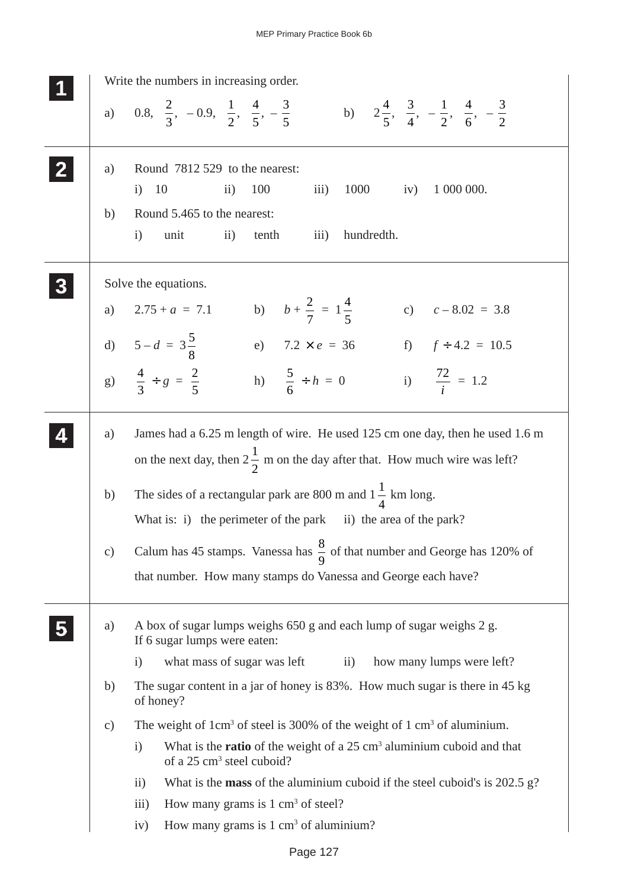**1** Write the numbers in increasing order.

a) $0.8, \quad \frac{2}{3}, \quad -0.9, \quad \frac{1}{2}, \quad \frac{4}{5}, \quad -\frac{3}{5}$

b) $2\frac{4}{5}, \quad \frac{3}{4}, \quad -\frac{1}{2}, \quad \frac{4}{6}, \quad -\frac{3}{2}$

---

**2**

a) Round 7812 529 to the nearest:

i) 10 ii) 100 iii) 1000 iv) 1 000 000.

b) Round 5.465 to the nearest:

i) unit ii) tenth iii) hundredth.

---

**3** Solve the equations.

a) $2.75 + a = 7.1$

b) $b + \frac{2}{7} = 1\frac{4}{5}$

c) $c - 8.02 = 3.8$

d) $5 - d = 3\frac{5}{8}$

e) $7.2 \times e = 36$

f) $f \div 4.2 = 10.5$

g) $\frac{4}{3} \div g = \frac{2}{5}$

h) $\frac{5}{6} \div h = 0$

i) $\frac{72}{i} = 1.2$

---

**4**

a) James had a 6.25 m length of wire. He used 125 cm one day, then he used 1.6 m on the next day, then $2\frac{1}{2}$ m on the day after that. How much wire was left?

b) The sides of a rectangular park are 800 m and $1\frac{1}{4}$ km long.

What is: i) the perimeter of the park ii) the area of the park?

c) Calum has 45 stamps. Vanessa has $\frac{8}{9}$ of that number and George has 120% of that number. How many stamps do Vanessa and George each have?

---

**5**

a) A box of sugar lumps weighs 650 g and each lump of sugar weighs 2 g. If 6 sugar lumps were eaten:

i) what mass of sugar was left ii) how many lumps were left?

b) The sugar content in a jar of honey is 83%. How much sugar is there in 45 kg of honey?

c) The weight of $1\text{cm}^3$ of steel is 300% of the weight of $1\text{ cm}^3$ of aluminium.

i) What is the **ratio** of the weight of a $25\text{ cm}^3$ aluminium cuboid and that of a $25\text{ cm}^3$ steel cuboid?

ii) What is the **mass** of the aluminium cuboid if the steel cuboid's is 202.5 g?

iii) How many grams is $1\text{ cm}^3$ of steel?

iv) How many grams is $1\text{ cm}^3$ of aluminium?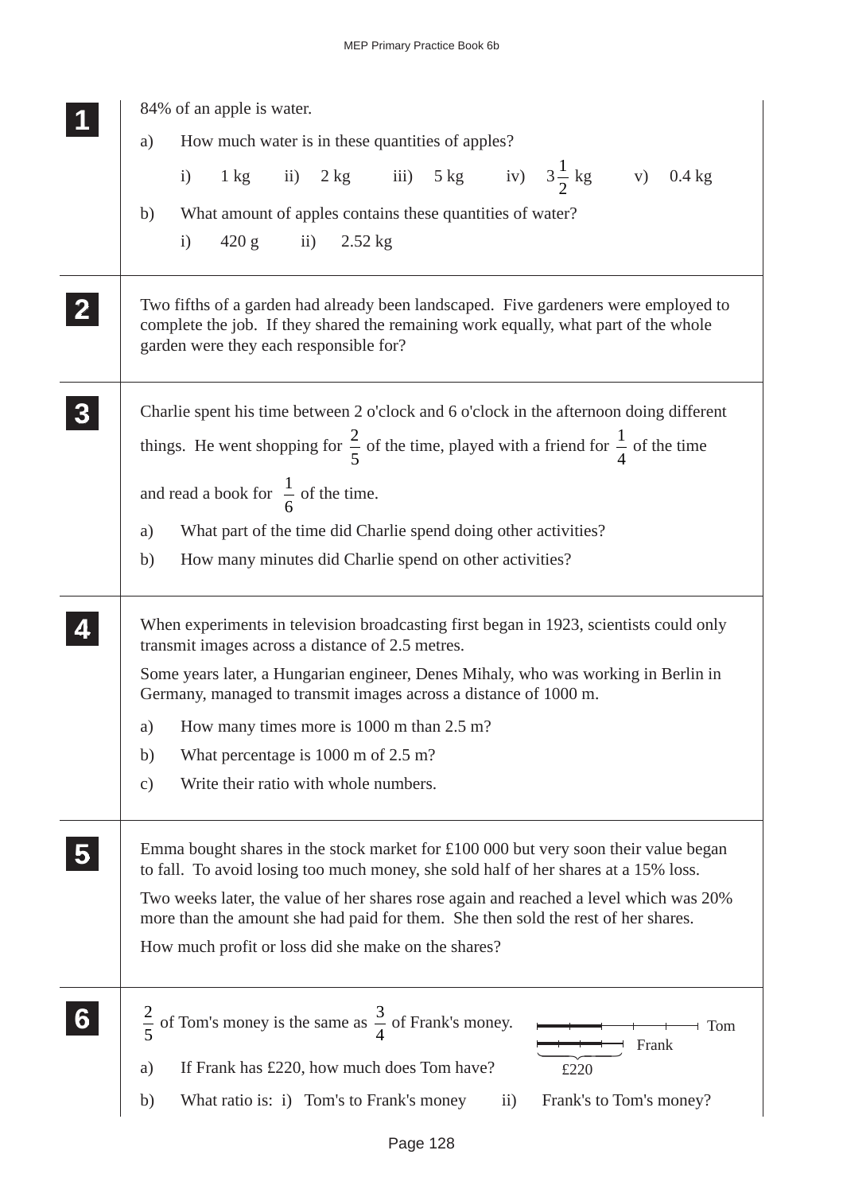**1**

84% of an apple is water.

a) How much water is in these quantities of apples?

i) 1 kg  ii) 2 kg  iii) 5 kg  iv) $3\frac{1}{2}$ kg  v) 0.4 kg

b) What amount of apples contains these quantities of water?

i) 420 g  ii) 2.52 kg

**2**

Two fifths of a garden had already been landscaped. Five gardeners were employed to complete the job. If they shared the remaining work equally, what part of the whole garden were they each responsible for?

**3**

Charlie spent his time between 2 o'clock and 6 o'clock in the afternoon doing different things. He went shopping for $\frac{2}{5}$ of the time, played with a friend for $\frac{1}{4}$ of the time and read a book for $\frac{1}{6}$ of the time.

a) What part of the time did Charlie spend doing other activities?

b) How many minutes did Charlie spend on other activities?

**4**

When experiments in television broadcasting first began in 1923, scientists could only transmit images across a distance of 2.5 metres.

Some years later, a Hungarian engineer, Denes Mihaly, who was working in Berlin in Germany, managed to transmit images across a distance of 1000 m.

a) How many times more is 1000 m than 2.5 m?

b) What percentage is 1000 m of 2.5 m?

c) Write their ratio with whole numbers.

**5**

Emma bought shares in the stock market for £100 000 but very soon their value began to fall. To avoid losing too much money, she sold half of her shares at a 15% loss.

Two weeks later, the value of her shares rose again and reached a level which was 20% more than the amount she had paid for them. She then sold the rest of her shares.

How much profit or loss did she make on the shares?

**6**

$\frac{2}{5}$ of Tom's money is the same as $\frac{3}{4}$ of Frank's money.

Tom

Frank

£220

a) If Frank has £220, how much does Tom have?

b) What ratio is: i) Tom's to Frank's money  ii) Frank's to Tom's money?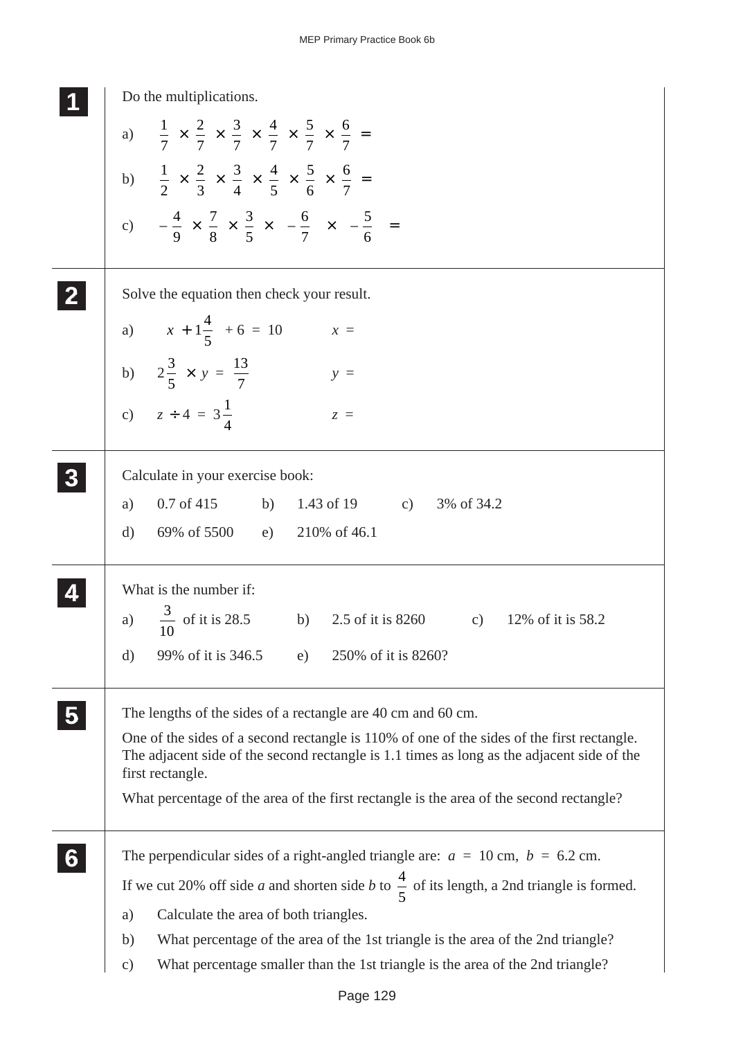**1** Do the multiplications.

a) $\frac{1}{7} \times \frac{2}{7} \times \frac{3}{7} \times \frac{4}{7} \times \frac{5}{7} \times \frac{6}{7} =$

b) $\frac{1}{2} \times \frac{2}{3} \times \frac{3}{4} \times \frac{4}{5} \times \frac{5}{6} \times \frac{6}{7} =$

c) $-\frac{4}{9} \times \frac{7}{8} \times \frac{3}{5} \times \left(-\frac{6}{7}\right) \times \left(-\frac{5}{6}\right) =$

**2** Solve the equation then check your result.

a) $x + 1\frac{4}{5} + 6 = 10$ $\qquad x =$

b) $2\frac{3}{5} \times y = \frac{13}{7}$ $\qquad y =$

c) $z \div 4 = 3\frac{1}{4}$ $\qquad z =$

**3** Calculate in your exercise book:

a) 0.7 of 415 b) 1.43 of 19 c) 3% of 34.2

d) 69% of 5500 e) 210% of 46.1

**4** What is the number if:

a) $\frac{3}{10}$ of it is 28.5 b) 2.5 of it is 8260 c) 12% of it is 58.2

d) 99% of it is 346.5 e) 250% of it is 8260?

**5** The lengths of the sides of a rectangle are 40 cm and 60 cm.

One of the sides of a second rectangle is 110% of one of the sides of the first rectangle. The adjacent side of the second rectangle is 1.1 times as long as the adjacent side of the first rectangle.

What percentage of the area of the first rectangle is the area of the second rectangle?

**6** The perpendicular sides of a right-angled triangle are: $a = 10$ cm, $b = 6.2$ cm.

If we cut 20% off side $a$ and shorten side $b$ to $\frac{4}{5}$ of its length, a 2nd triangle is formed.

a) Calculate the area of both triangles.

b) What percentage of the area of the 1st triangle is the area of the 2nd triangle?

c) What percentage smaller than the 1st triangle is the area of the 2nd triangle?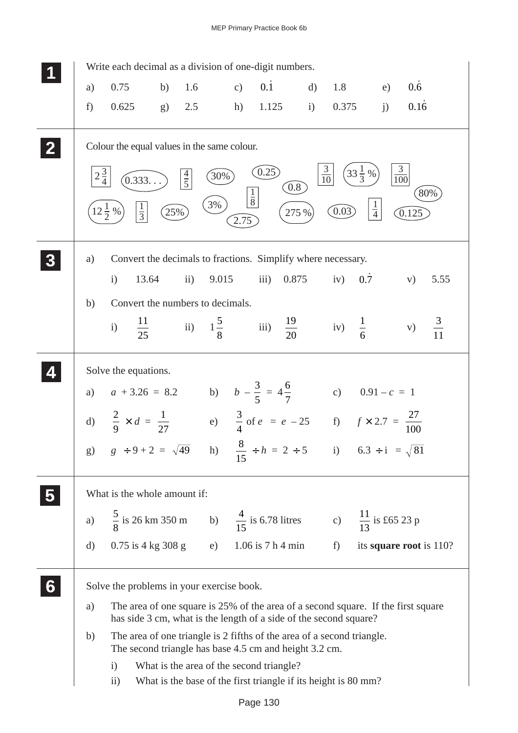**1** Write each decimal as a division of one-digit numbers.

a) 0.75 b) 1.6 c) $0.\dot{1}$ d) 1.8 e) $0.\dot{6}$

f) 0.625 g) 2.5 h) 1.125 i) 0.375 j) $0.1\dot{6}$

**2** Colour the equal values in the same colour.

$2\frac{3}{4}$, 0.333. . ., $\frac{4}{5}$, 30%, 0.25, $\frac{1}{8}$, 0.8, $\frac{3}{10}$, $33\frac{1}{3}$ %, $\frac{3}{100}$, 80%, $12\frac{1}{2}$ %, $\frac{1}{3}$, 25%, 3%, 2.75, 275 %, 0.03, $\frac{1}{4}$, 0.125

**3**

a) Convert the decimals to fractions. Simplify where necessary.

i) 13.64 ii) 9.015 iii) 0.875 iv) $0.\dot{7}$ v) 5.55

b) Convert the numbers to decimals.

i) $\frac{11}{25}$ ii) $1\frac{5}{8}$ iii) $\frac{19}{20}$ iv) $\frac{1}{6}$ v) $\frac{3}{11}$

**4** Solve the equations.

a) $a + 3.26 = 8.2$ b) $b - \frac{3}{5} = 4\frac{6}{7}$ c) $0.91 - c = 1$

d) $\frac{2}{9} \times d = \frac{1}{27}$ e) $\frac{3}{4}$ of $e = e - 25$ f) $f \times 2.7 = \frac{27}{100}$

g) $g \div 9 + 2 = \sqrt{49}$ h) $\frac{8}{15} \div h = 2 \div 5$ i) $6.3 \div i = \sqrt{81}$

**5** What is the whole amount if:

a) $\frac{5}{8}$ is 26 km 350 m b) $\frac{4}{15}$ is 6.78 litres c) $\frac{11}{13}$ is £65 23 p

d) 0.75 is 4 kg 308 g e) 1.06 is 7 h 4 min f) its **square root** is 110?

**6** Solve the problems in your exercise book.

a) The area of one square is 25% of the area of a second square. If the first square has side 3 cm, what is the length of a side of the second square?

b) The area of one triangle is 2 fifths of the area of a second triangle. The second triangle has base 4.5 cm and height 3.2 cm.

i) What is the area of the second triangle?

ii) What is the base of the first triangle if its height is 80 mm?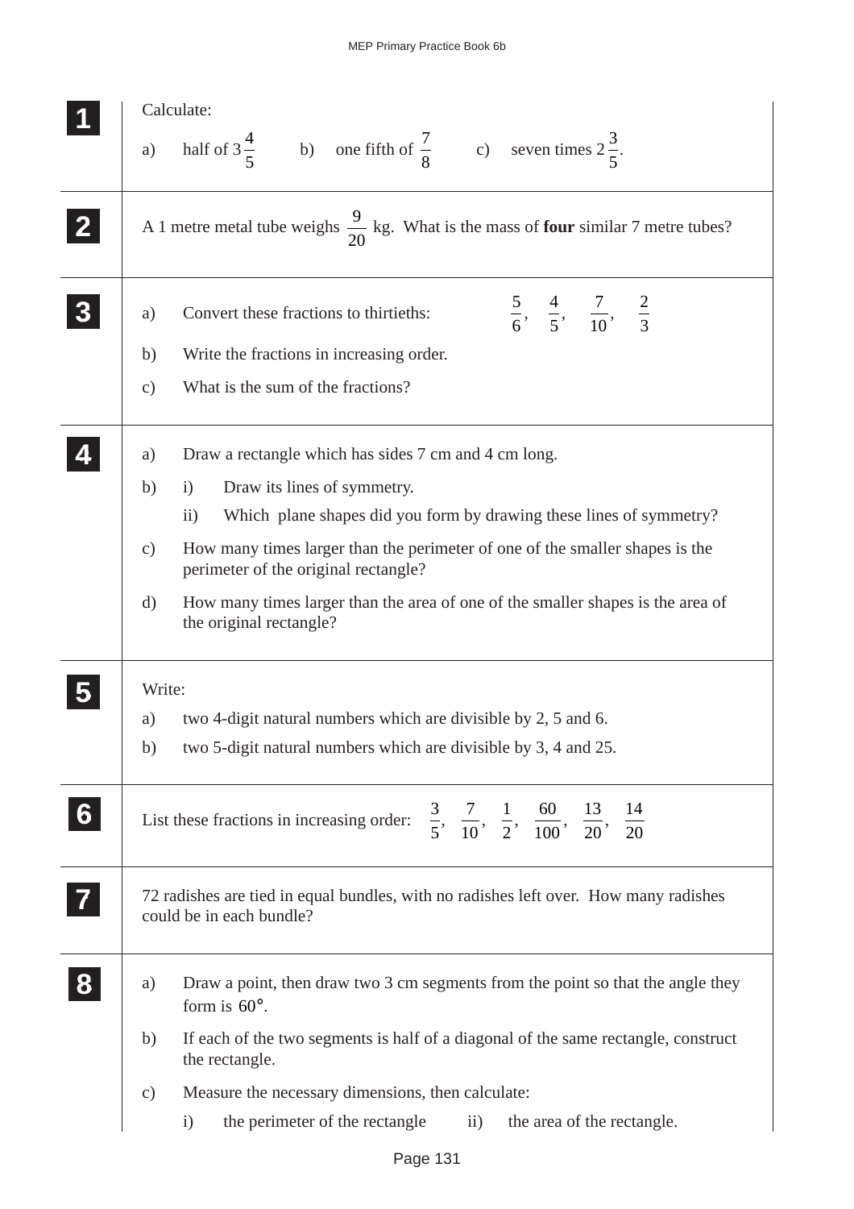**1** Calculate:

a) half of $3\frac{4}{5}$ b) one fifth of $\frac{7}{8}$ c) seven times $2\frac{3}{5}$.

---

**2** A 1 metre metal tube weighs $\frac{9}{20}$ kg. What is the mass of **four** similar 7 metre tubes?

---

**3**

a) Convert these fractions to thirtieths: $\frac{5}{6}$, $\frac{4}{5}$, $\frac{7}{10}$, $\frac{2}{3}$

b) Write the fractions in increasing order.

c) What is the sum of the fractions?

---

**4**

a) Draw a rectangle which has sides 7 cm and 4 cm long.

b) i) Draw its lines of symmetry.

ii) Which plane shapes did you form by drawing these lines of symmetry?

c) How many times larger than the perimeter of one of the smaller shapes is the perimeter of the original rectangle?

d) How many times larger than the area of one of the smaller shapes is the area of the original rectangle?

---

**5** Write:

a) two 4-digit natural numbers which are divisible by 2, 5 and 6.

b) two 5-digit natural numbers which are divisible by 3, 4 and 25.

---

**6** List these fractions in increasing order: $\frac{3}{5}$, $\frac{7}{10}$, $\frac{1}{2}$, $\frac{60}{100}$, $\frac{13}{20}$, $\frac{14}{20}$

---

**7** 72 radishes are tied in equal bundles, with no radishes left over. How many radishes could be in each bundle?

---

**8**

a) Draw a point, then draw two 3 cm segments from the point so that the angle they form is $60°$.

b) If each of the two segments is half of a diagonal of the same rectangle, construct the rectangle.

c) Measure the necessary dimensions, then calculate:

i) the perimeter of the rectangle ii) the area of the rectangle.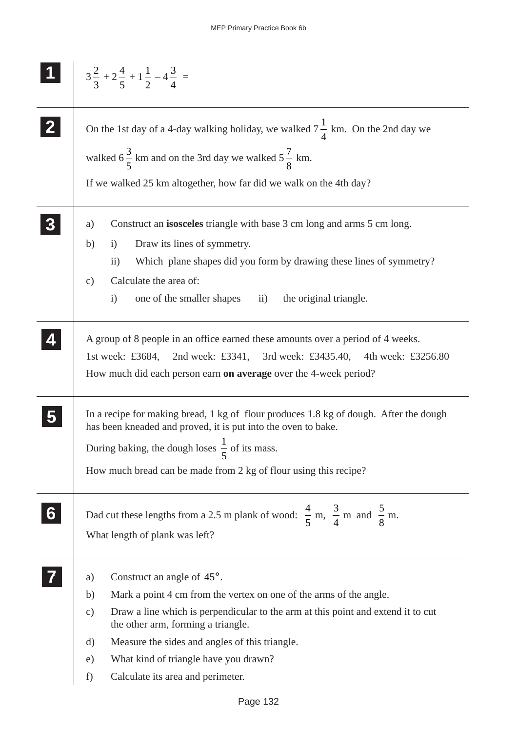**1**

$3\frac{2}{3} + 2\frac{4}{5} + 1\frac{1}{2} - 4\frac{3}{4} =$

**2**

On the 1st day of a 4-day walking holiday, we walked $7\frac{1}{4}$ km. On the 2nd day we walked $6\frac{3}{5}$ km and on the 3rd day we walked $5\frac{7}{8}$ km.

If we walked 25 km altogether, how far did we walk on the 4th day?

**3**

a) Construct an **isosceles** triangle with base 3 cm long and arms 5 cm long.

b) i) Draw its lines of symmetry.

ii) Which plane shapes did you form by drawing these lines of symmetry?

c) Calculate the area of:

i) one of the smaller shapes ii) the original triangle.

**4**

A group of 8 people in an office earned these amounts over a period of 4 weeks.

1st week: £3684, 2nd week: £3341, 3rd week: £3435.40, 4th week: £3256.80

How much did each person earn **on average** over the 4-week period?

**5**

In a recipe for making bread, 1 kg of flour produces 1.8 kg of dough. After the dough has been kneaded and proved, it is put into the oven to bake.

During baking, the dough loses $\frac{1}{5}$ of its mass.

How much bread can be made from 2 kg of flour using this recipe?

**6**

Dad cut these lengths from a 2.5 m plank of wood: $\frac{4}{5}$ m, $\frac{3}{4}$ m and $\frac{5}{8}$ m.

What length of plank was left?

**7**

a) Construct an angle of $45°$.

b) Mark a point 4 cm from the vertex on one of the arms of the angle.

c) Draw a line which is perpendicular to the arm at this point and extend it to cut the other arm, forming a triangle.

d) Measure the sides and angles of this triangle.

e) What kind of triangle have you drawn?

f) Calculate its area and perimeter.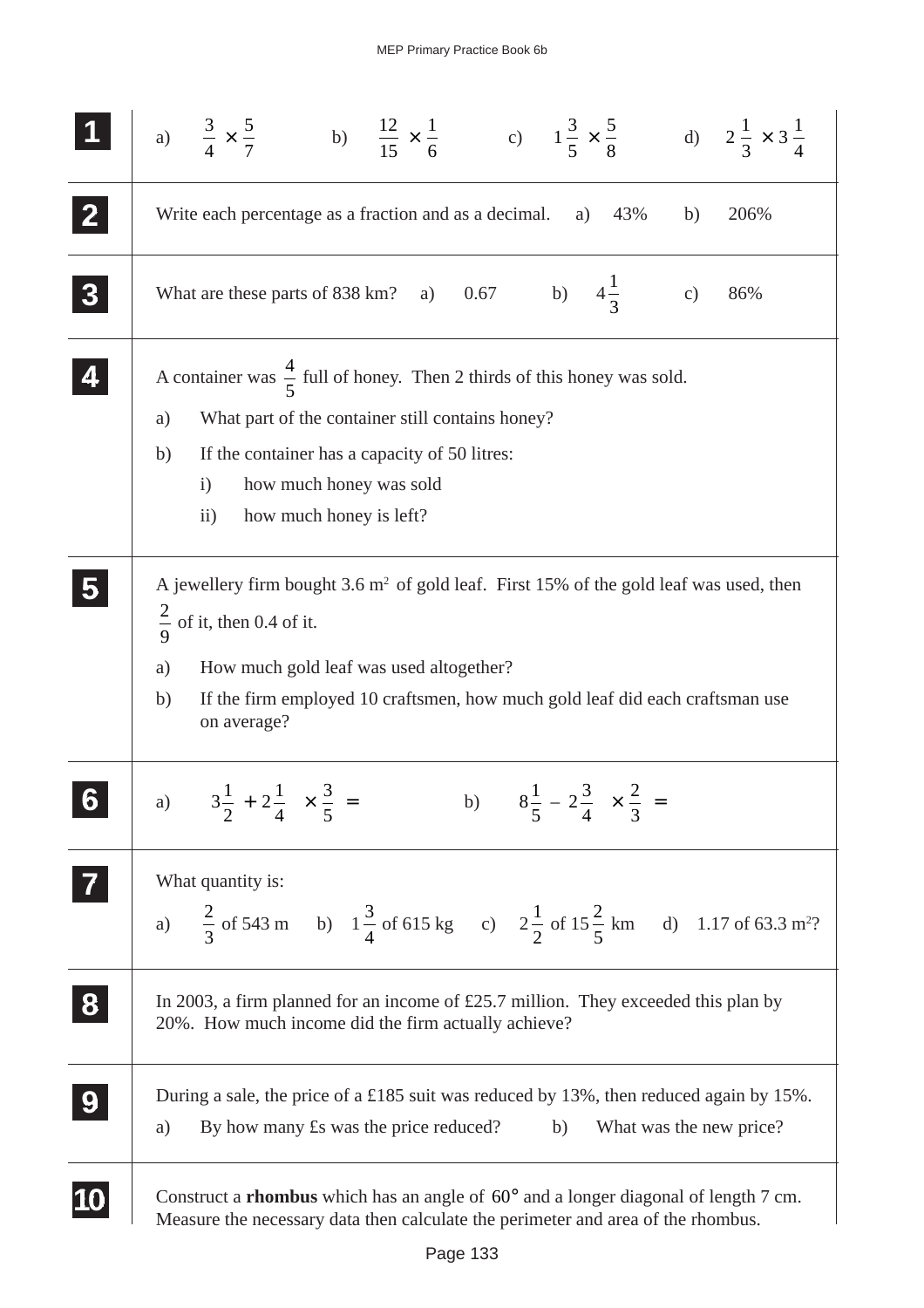**1** a) $\frac{3}{4} \times \frac{5}{7}$ b) $\frac{12}{15} \times \frac{1}{6}$ c) $1\frac{3}{5} \times \frac{5}{8}$ d) $2\frac{1}{3} \times 3\frac{1}{4}$

**2** Write each percentage as a fraction and as a decimal. a) 43% b) 206%

**3** What are these parts of 838 km? a) 0.67 b) $4\frac{1}{3}$ c) 86%

**4** A container was $\frac{4}{5}$ full of honey. Then 2 thirds of this honey was sold.

a) What part of the container still contains honey?

b) If the container has a capacity of 50 litres:

i) how much honey was sold

ii) how much honey is left?

**5** A jewellery firm bought 3.6 $m^2$ of gold leaf. First 15% of the gold leaf was used, then $\frac{2}{9}$ of it, then 0.4 of it.

a) How much gold leaf was used altogether?

b) If the firm employed 10 craftsmen, how much gold leaf did each craftsman use on average?

**6** a) $3\frac{1}{2} + 2\frac{1}{4} \times \frac{3}{5} =$ b) $8\frac{1}{5} - 2\frac{3}{4} \times \frac{2}{3} =$

**7** What quantity is:

a) $\frac{2}{3}$ of 543 m b) $1\frac{3}{4}$ of 615 kg c) $2\frac{1}{2}$ of $15\frac{2}{5}$ km d) 1.17 of 63.3 $m^2$?

**8** In 2003, a firm planned for an income of £25.7 million. They exceeded this plan by 20%. How much income did the firm actually achieve?

**9** During a sale, the price of a £185 suit was reduced by 13%, then reduced again by 15%.

a) By how many £s was the price reduced? b) What was the new price?

**10** Construct a **rhombus** which has an angle of $60°$ and a longer diagonal of length 7 cm. Measure the necessary data then calculate the perimeter and area of the rhombus.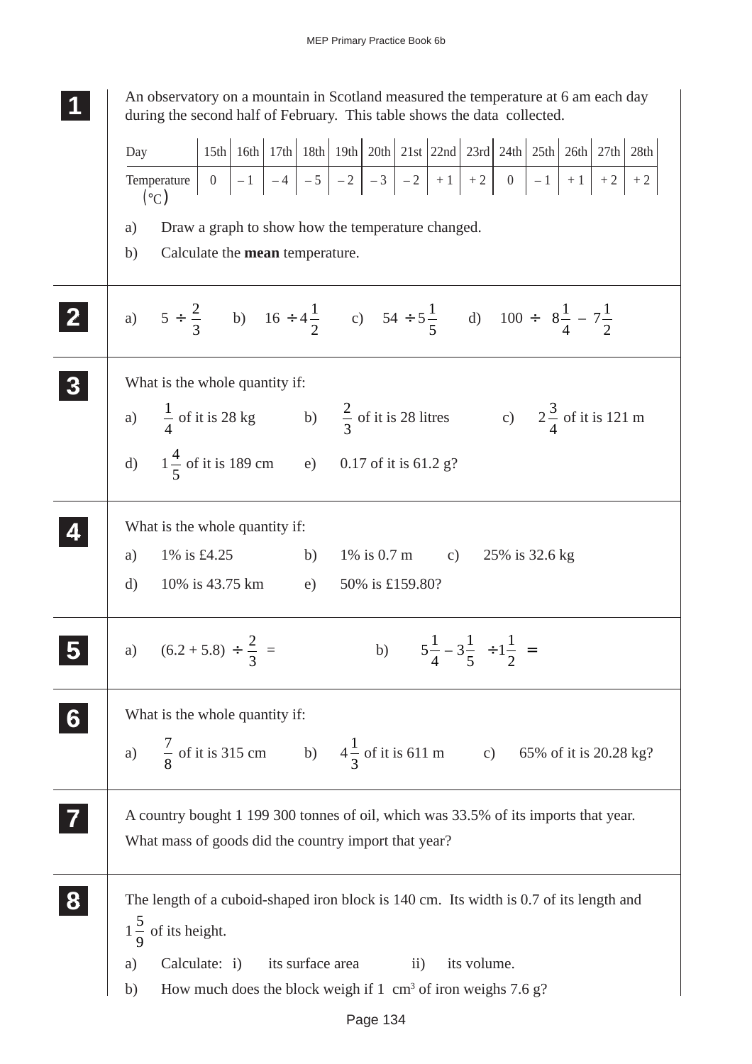**1**

An observatory on a mountain in Scotland measured the temperature at 6 am each day during the second half of February. This table shows the data collected.

| Day | 15th | 16th | 17th | 18th | 19th | 20th | 21st | 22nd | 23rd | 24th | 25th | 26th | 27th | 28th |
|---|---|---|---|---|---|---|---|---|---|---|---|---|---|---|
| Temperature (°C) | 0 | – 1 | – 4 | – 5 | – 2 | – 3 | – 2 | + 1 | + 2 | 0 | – 1 | + 1 | + 2 | + 2 |

a) Draw a graph to show how the temperature changed.

b) Calculate the **mean** temperature.

**2**

a) $5 \div \frac{2}{3}$ b) $16 \div 4\frac{1}{2}$ c) $54 \div 5\frac{1}{5}$ d) $100 \div \left(8\frac{1}{4} - 7\frac{1}{2}\right)$

**3**

What is the whole quantity if:

a) $\frac{1}{4}$ of it is 28 kg b) $\frac{2}{3}$ of it is 28 litres c) $2\frac{3}{4}$ of it is 121 m

d) $1\frac{4}{5}$ of it is 189 cm e) 0.17 of it is 61.2 g?

**4**

What is the whole quantity if:

a) 1% is £4.25 b) 1% is 0.7 m c) 25% is 32.6 kg

d) 10% is 43.75 km e) 50% is £159.80?

**5**

a) $(6.2 + 5.8) \div \frac{2}{3} =$ b) $\left(5\frac{1}{4} - 3\frac{1}{5}\right) \div 1\frac{1}{2} =$

**6**

What is the whole quantity if:

a) $\frac{7}{8}$ of it is 315 cm b) $4\frac{1}{3}$ of it is 611 m c) 65% of it is 20.28 kg?

**7**

A country bought 1 199 300 tonnes of oil, which was 33.5% of its imports that year. What mass of goods did the country import that year?

**8**

The length of a cuboid-shaped iron block is 140 cm. Its width is 0.7 of its length and $1\frac{5}{9}$ of its height.

a) Calculate: i) its surface area ii) its volume.

b) How much does the block weigh if 1 $cm^3$ of iron weighs 7.6 g?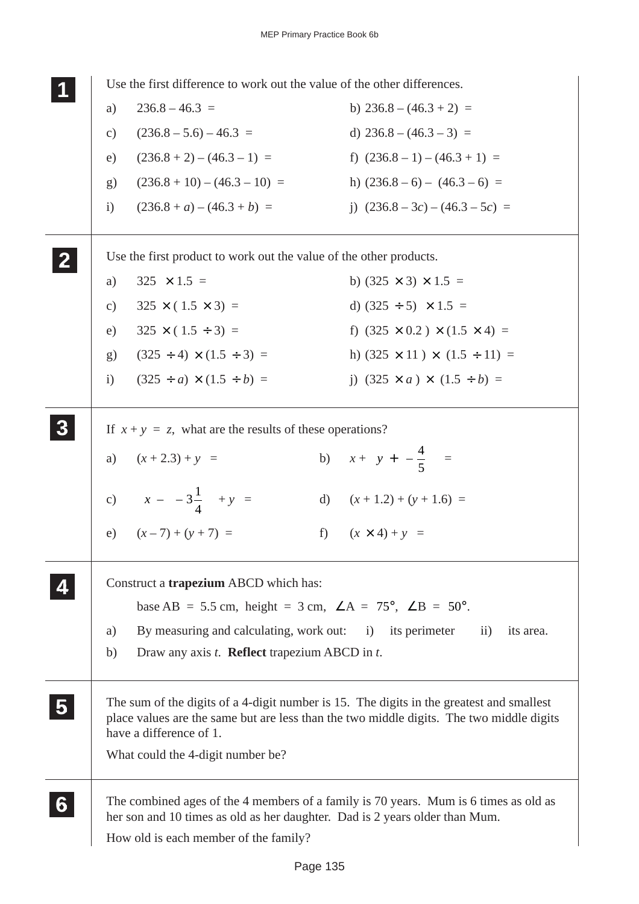**1** Use the first difference to work out the value of the other differences.

a) $236.8 - 46.3 =$

b) $236.8 - (46.3 + 2) =$

c) $(236.8 - 5.6) - 46.3 =$

d) $236.8 - (46.3 - 3) =$

e) $(236.8 + 2) - (46.3 - 1) =$

f) $(236.8 - 1) - (46.3 + 1) =$

g) $(236.8 + 10) - (46.3 - 10) =$

h) $(236.8 - 6) - (46.3 - 6) =$

i) $(236.8 + a) - (46.3 + b) =$

j) $(236.8 - 3c) - (46.3 - 5c) =$

**2** Use the first product to work out the value of the other products.

a) $325 \times 1.5 =$

b) $(325 \times 3) \times 1.5 =$

c) $325 \times (1.5 \times 3) =$

d) $(325 \div 5) \times 1.5 =$

e) $325 \times (1.5 \div 3) =$

f) $(325 \times 0.2) \times (1.5 \times 4) =$

g) $(325 \div 4) \times (1.5 \div 3) =$

h) $(325 \times 11) \times (1.5 \div 11) =$

i) $(325 \div a) \times (1.5 \div b) =$

j) $(325 \times a) \times (1.5 \div b) =$

**3** If $x + y = z$, what are the results of these operations?

a) $(x + 2.3) + y =$

b) $x + \left(y + \left(-\frac{4}{5}\right)\right) =$

c) $\left(x - \left(-3\frac{1}{4}\right)\right) + y =$

d) $(x + 1.2) + (y + 1.6) =$

e) $(x - 7) + (y + 7) =$

f) $(x \times 4) + y =$

**4** Construct a **trapezium** ABCD which has:

base AB = 5.5 cm, height = 3 cm, $\angle A = 75°$, $\angle B = 50°$.

a) By measuring and calculating, work out: i) its perimeter ii) its area.

b) Draw any axis $t$. **Reflect** trapezium ABCD in $t$.

**5** The sum of the digits of a 4-digit number is 15. The digits in the greatest and smallest place values are the same but are less than the two middle digits. The two middle digits have a difference of 1.

What could the 4-digit number be?

**6** The combined ages of the 4 members of a family is 70 years. Mum is 6 times as old as her son and 10 times as old as her daughter. Dad is 2 years older than Mum.

How old is each member of the family?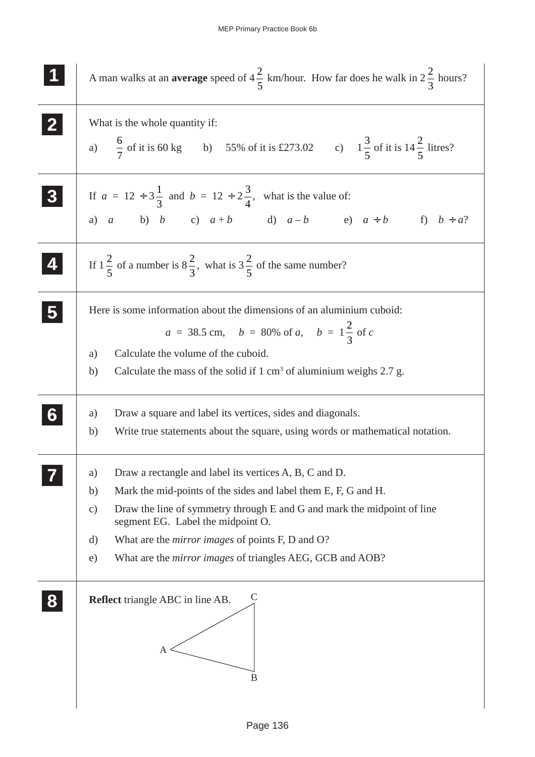**1** A man walks at an **average** speed of $4\frac{2}{5}$ km/hour. How far does he walk in $2\frac{2}{3}$ hours?

**2** What is the whole quantity if:

a) $\frac{6}{7}$ of it is 60 kg  b) 55% of it is £273.02  c) $1\frac{3}{5}$ of it is $14\frac{2}{5}$ litres?

**3** If $a = 12 \div 3\frac{1}{3}$ and $b = 12 \div 2\frac{3}{4}$, what is the value of:

a) $a$  b) $b$  c) $a + b$  d) $a - b$  e) $a \div b$  f) $b \div a$?

**4** If $1\frac{2}{5}$ of a number is $8\frac{2}{3}$, what is $3\frac{2}{5}$ of the same number?

**5** Here is some information about the dimensions of an aluminium cuboid:

$$a = 38.5 \text{ cm}, \quad b = 80\% \text{ of } a, \quad b = 1\frac{2}{3} \text{ of } c$$

a) Calculate the volume of the cuboid.

b) Calculate the mass of the solid if 1 cm$^3$ of aluminium weighs 2.7 g.

**6**

a) Draw a square and label its vertices, sides and diagonals.

b) Write true statements about the square, using words or mathematical notation.

**7**

a) Draw a rectangle and label its vertices A, B, C and D.

b) Mark the mid-points of the sides and label them E, F, G and H.

c) Draw the line of symmetry through E and G and mark the midpoint of line segment EG. Label the midpoint O.

d) What are the *mirror images* of points F, D and O?

e) What are the *mirror images* of triangles AEG, GCB and AOB?

**8** **Reflect** triangle ABC in line AB.

C

A

B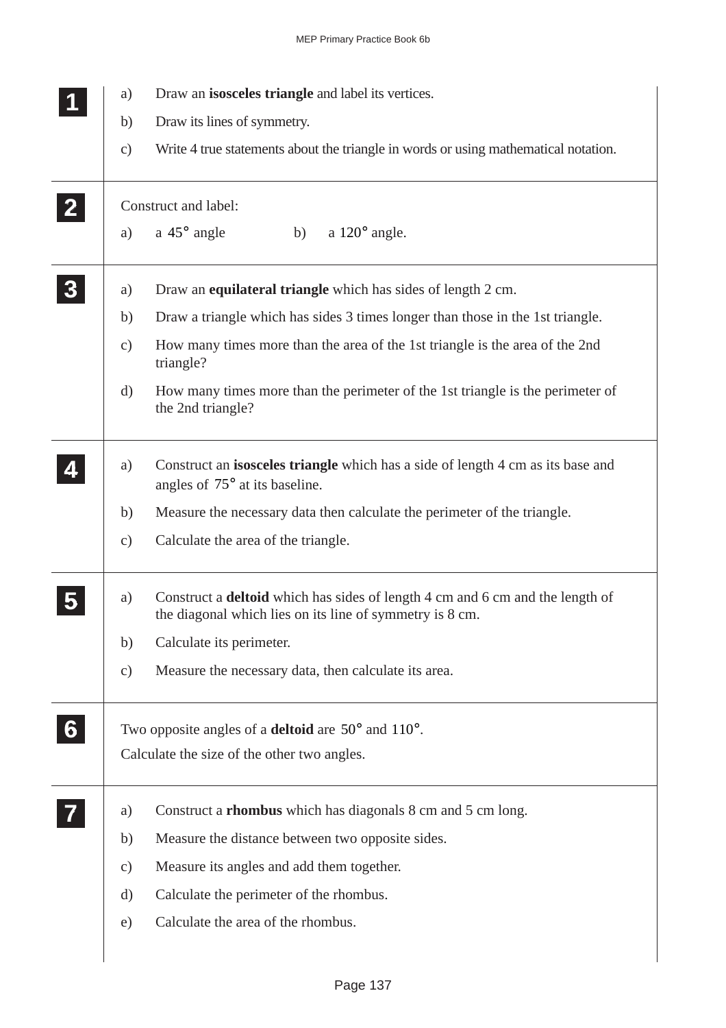**1**

a) Draw an **isosceles triangle** and label its vertices.

b) Draw its lines of symmetry.

c) Write 4 true statements about the triangle in words or using mathematical notation.

---

**2**

Construct and label:

a) a $45°$ angle  b) a $120°$ angle.

---

**3**

a) Draw an **equilateral triangle** which has sides of length 2 cm.

b) Draw a triangle which has sides 3 times longer than those in the 1st triangle.

c) How many times more than the area of the 1st triangle is the area of the 2nd triangle?

d) How many times more than the perimeter of the 1st triangle is the perimeter of the 2nd triangle?

---

**4**

a) Construct an **isosceles triangle** which has a side of length 4 cm as its base and angles of $75°$ at its baseline.

b) Measure the necessary data then calculate the perimeter of the triangle.

c) Calculate the area of the triangle.

---

**5**

a) Construct a **deltoid** which has sides of length 4 cm and 6 cm and the length of the diagonal which lies on its line of symmetry is 8 cm.

b) Calculate its perimeter.

c) Measure the necessary data, then calculate its area.

---

**6**

Two opposite angles of a **deltoid** are $50°$ and $110°$.

Calculate the size of the other two angles.

---

**7**

a) Construct a **rhombus** which has diagonals 8 cm and 5 cm long.

b) Measure the distance between two opposite sides.

c) Measure its angles and add them together.

d) Calculate the perimeter of the rhombus.

e) Calculate the area of the rhombus.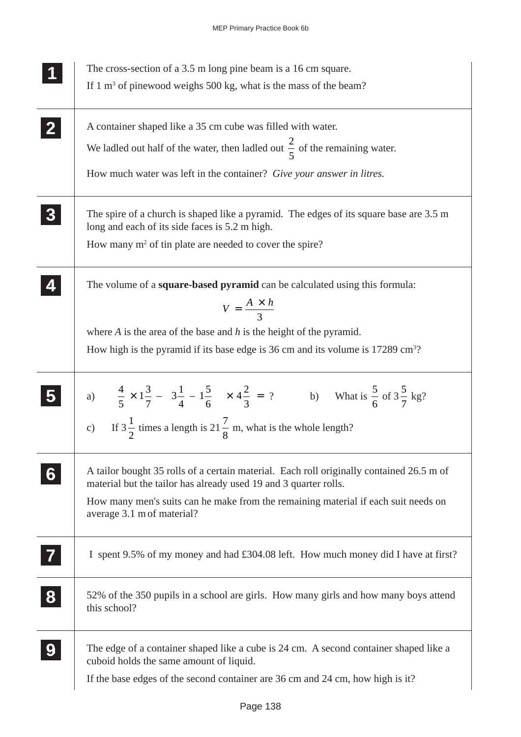**1**

The cross-section of a 3.5 m long pine beam is a 16 cm square.

If 1 $m^3$ of pinewood weighs 500 kg, what is the mass of the beam?

**2**

A container shaped like a 35 cm cube was filled with water.

We ladled out half of the water, then ladled out $\frac{2}{5}$ of the remaining water.

How much water was left in the container? *Give your answer in litres.*

**3**

The spire of a church is shaped like a pyramid. The edges of its square base are 3.5 m long and each of its side faces is 5.2 m high.

How many $m^2$ of tin plate are needed to cover the spire?

**4**

The volume of a **square-based pyramid** can be calculated using this formula:

$$V = \frac{A \times h}{3}$$

where $A$ is the area of the base and $h$ is the height of the pyramid.

How high is the pyramid if its base edge is 36 cm and its volume is 17289 $cm^3$?

**5**

a) $\frac{4}{5} \times 1\frac{3}{7} - \left(3\frac{1}{4} - 1\frac{5}{6}\right) \times 4\frac{2}{3} = ?$

b) What is $\frac{5}{6}$ of $3\frac{5}{7}$ kg?

c) If $3\frac{1}{2}$ times a length is $21\frac{7}{8}$ m, what is the whole length?

**6**

A tailor bought 35 rolls of a certain material. Each roll originally contained 26.5 m of material but the tailor has already used 19 and 3 quarter rolls.

How many men's suits can he make from the remaining material if each suit needs on average 3.1 m of material?

**7**

I spent 9.5% of my money and had £304.08 left. How much money did I have at first?

**8**

52% of the 350 pupils in a school are girls. How many girls and how many boys attend this school?

**9**

The edge of a container shaped like a cube is 24 cm. A second container shaped like a cuboid holds the same amount of liquid.

If the base edges of the second container are 36 cm and 24 cm, how high is it?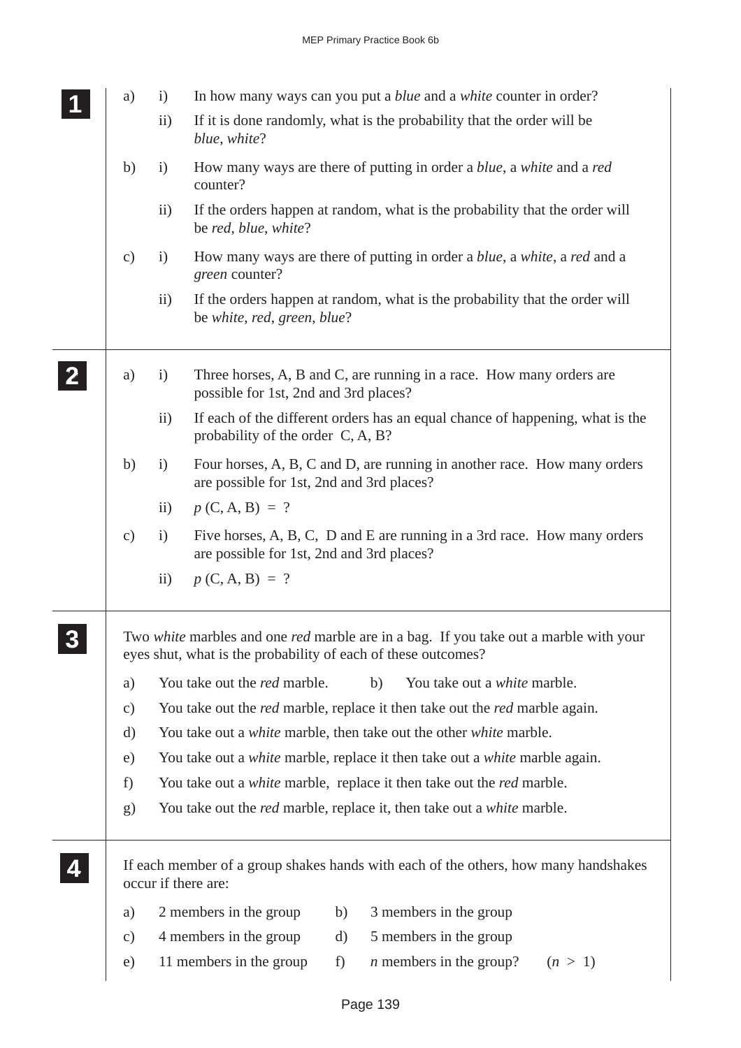**1**

a) i) In how many ways can you put a *blue* and a *white* counter in order?

ii) If it is done randomly, what is the probability that the order will be *blue*, *white*?

b) i) How many ways are there of putting in order a *blue*, a *white* and a *red* counter?

ii) If the orders happen at random, what is the probability that the order will be *red*, *blue*, *white*?

c) i) How many ways are there of putting in order a *blue*, a *white*, a *red* and a *green* counter?

ii) If the orders happen at random, what is the probability that the order will be *white*, *red*, *green*, *blue*?

**2**

a) i) Three horses, A, B and C, are running in a race. How many orders are possible for 1st, 2nd and 3rd places?

ii) If each of the different orders has an equal chance of happening, what is the probability of the order C, A, B?

b) i) Four horses, A, B, C and D, are running in another race. How many orders are possible for 1st, 2nd and 3rd places?

ii) $p$ (C, A, B) = ?

c) i) Five horses, A, B, C, D and E are running in a 3rd race. How many orders are possible for 1st, 2nd and 3rd places?

ii) $p$ (C, A, B) = ?

**3**

Two *white* marbles and one *red* marble are in a bag. If you take out a marble with your eyes shut, what is the probability of each of these outcomes?

a) You take out the *red* marble.

b) You take out a *white* marble.

c) You take out the *red* marble, replace it then take out the *red* marble again.

d) You take out a *white* marble, then take out the other *white* marble.

e) You take out a *white* marble, replace it then take out a *white* marble again.

f) You take out a *white* marble, replace it then take out the *red* marble.

g) You take out the *red* marble, replace it, then take out a *white* marble.

**4**

If each member of a group shakes hands with each of the others, how many handshakes occur if there are:

a) 2 members in the group

b) 3 members in the group

c) 4 members in the group

d) 5 members in the group

e) 11 members in the group

f) $n$ members in the group? ($n > 1$)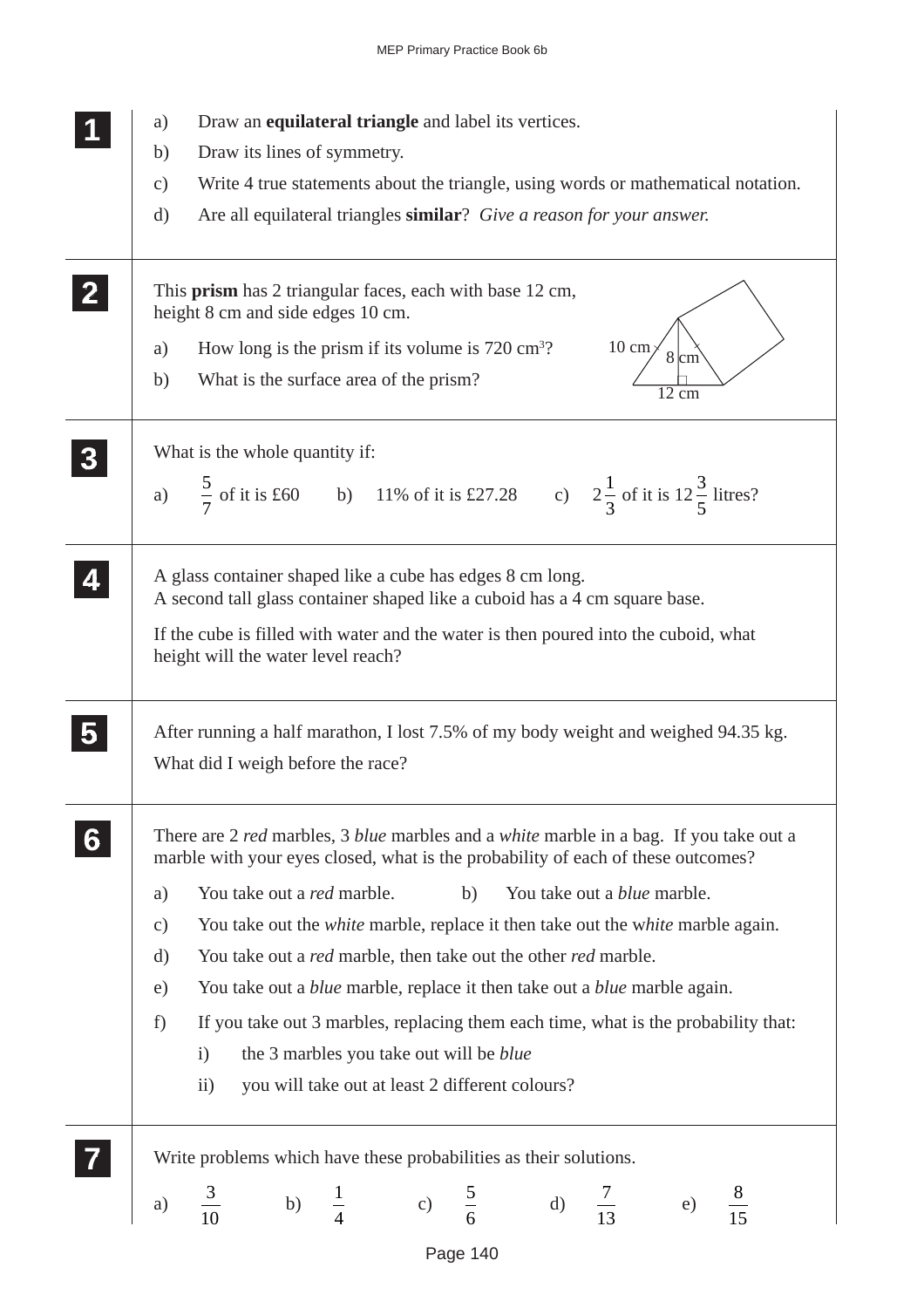**1**

a) Draw an **equilateral triangle** and label its vertices.

b) Draw its lines of symmetry.

c) Write 4 true statements about the triangle, using words or mathematical notation.

d) Are all equilateral triangles **similar**? *Give a reason for your answer.*

**2**

This **prism** has 2 triangular faces, each with base 12 cm, height 8 cm and side edges 10 cm.

a) How long is the prism if its volume is 720 $cm^3$?

b) What is the surface area of the prism?

10 cm
8 cm
12 cm

**3**

What is the whole quantity if:

a) $\frac{5}{7}$ of it is £60 b) 11% of it is £27.28 c) $2\frac{1}{3}$ of it is $12\frac{3}{5}$ litres?

**4**

A glass container shaped like a cube has edges 8 cm long.
A second tall glass container shaped like a cuboid has a 4 cm square base.

If the cube is filled with water and the water is then poured into the cuboid, what height will the water level reach?

**5**

After running a half marathon, I lost 7.5% of my body weight and weighed 94.35 kg.

What did I weigh before the race?

**6**

There are 2 *red* marbles, 3 *blue* marbles and a *white* marble in a bag. If you take out a marble with your eyes closed, what is the probability of each of these outcomes?

a) You take out a *red* marble. b) You take out a *blue* marble.

c) You take out the *white* marble, replace it then take out the w*hite* marble again.

d) You take out a *red* marble, then take out the other *red* marble.

e) You take out a *blue* marble, replace it then take out a *blue* marble again.

f) If you take out 3 marbles, replacing them each time, what is the probability that:

i) the 3 marbles you take out will be *blue*

ii) you will take out at least 2 different colours?

**7**

Write problems which have these probabilities as their solutions.

a) $\frac{3}{10}$ b) $\frac{1}{4}$ c) $\frac{5}{6}$ d) $\frac{7}{13}$ e) $\frac{8}{15}$